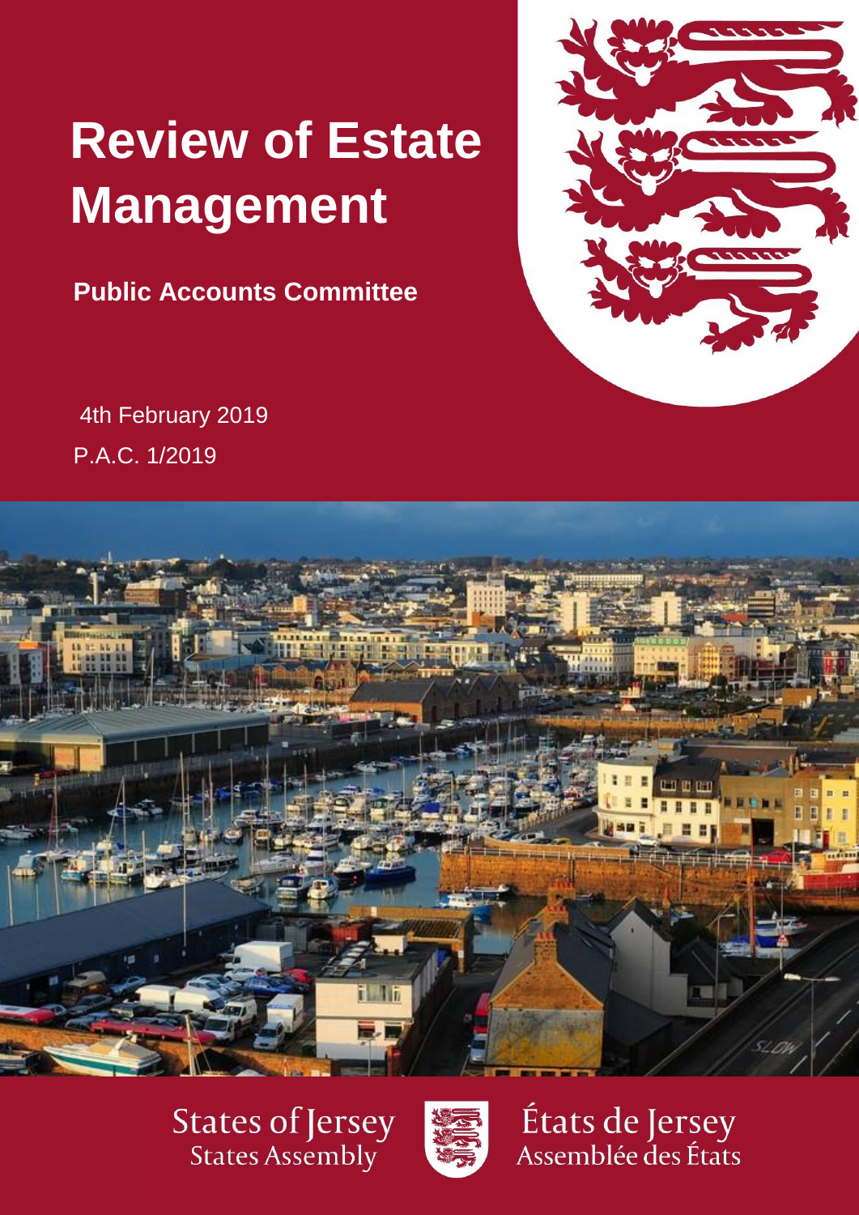# Review of Estate Management

**Public Accounts Committee**

4th February 2019

P.A.C. 1/2019

States of Jersey
States Assembly

États de Jersey
Assemblée des États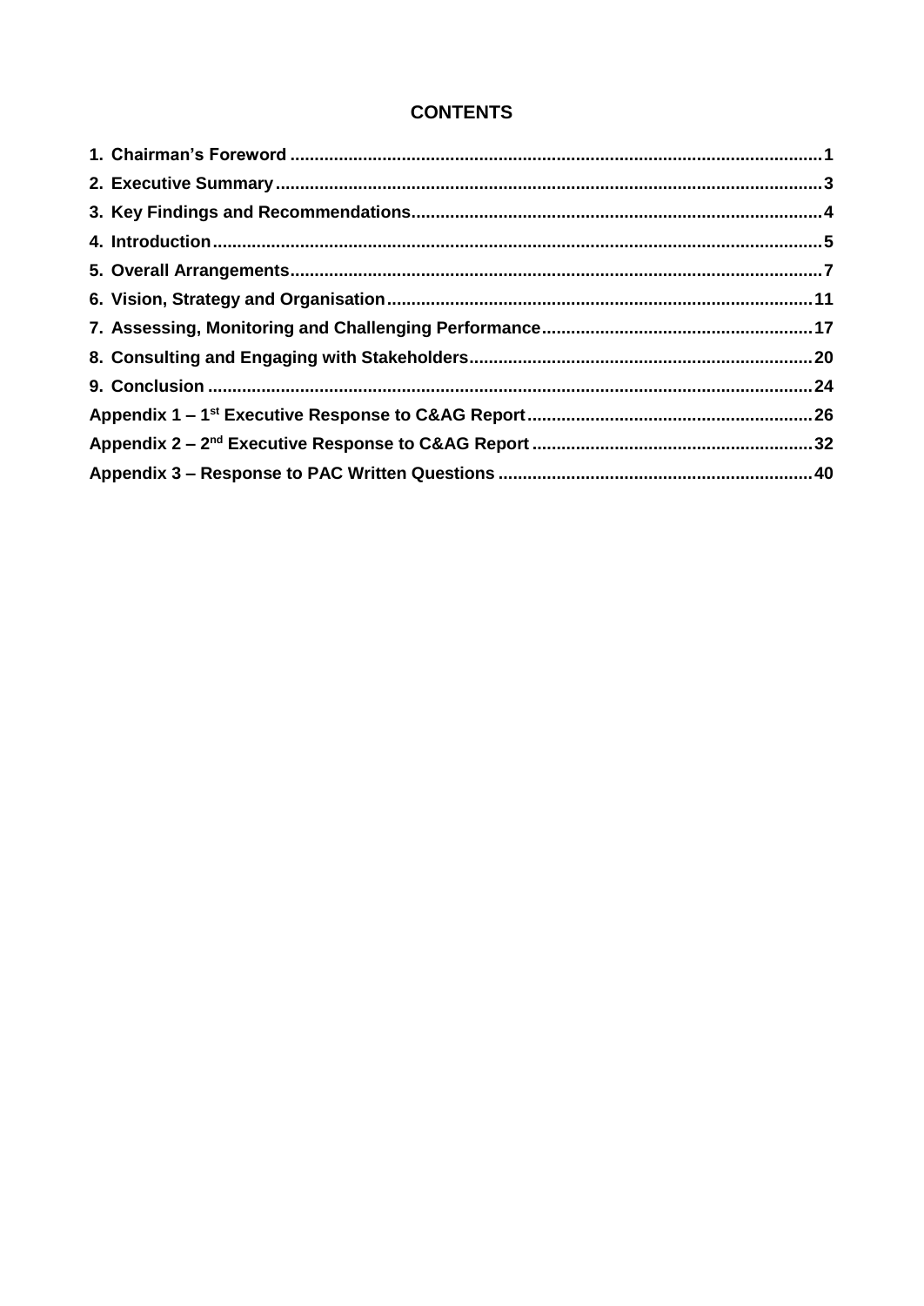# CONTENTS

1. **Chairman's Foreword** .......... 1
2. **Executive Summary** .......... 3
3. **Key Findings and Recommendations** .......... 4
4. **Introduction** .......... 5
5. **Overall Arrangements** .......... 7
6. **Vision, Strategy and Organisation** .......... 11
7. **Assessing, Monitoring and Challenging Performance** .......... 17
8. **Consulting and Engaging with Stakeholders** .......... 20
9. **Conclusion** .......... 24

**Appendix 1 – 1st Executive Response to C&AG Report** .......... 26

**Appendix 2 – 2nd Executive Response to C&AG Report** .......... 32

**Appendix 3 – Response to PAC Written Questions** .......... 40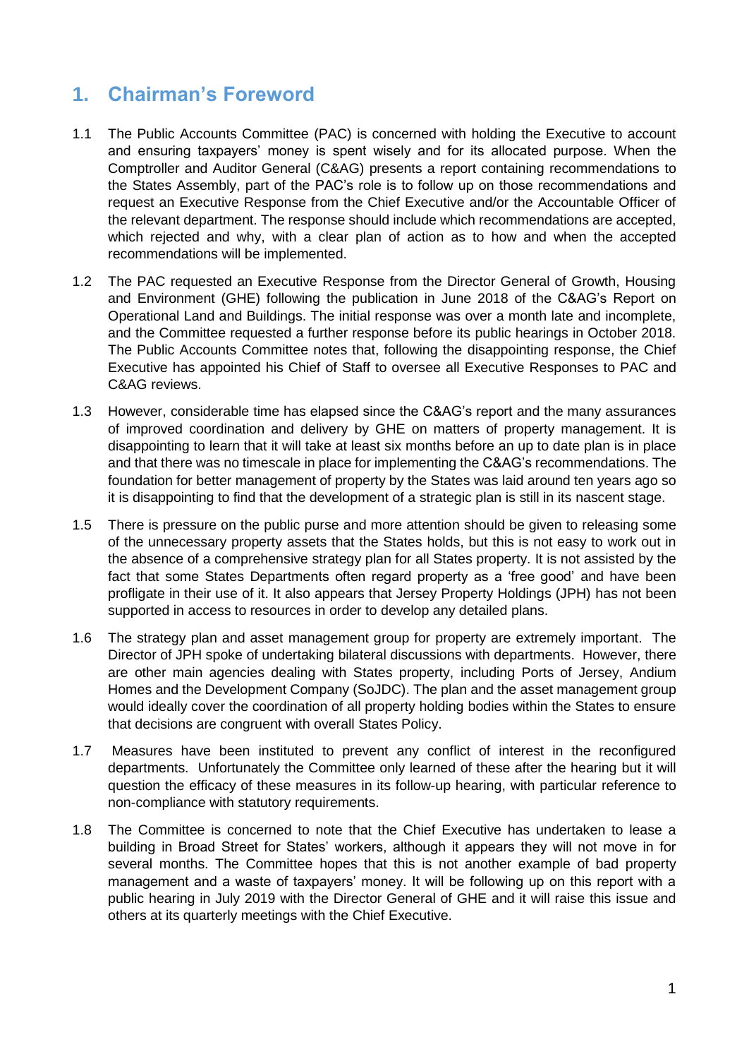# 1. Chairman's Foreword

1.1 The Public Accounts Committee (PAC) is concerned with holding the Executive to account and ensuring taxpayers' money is spent wisely and for its allocated purpose. When the Comptroller and Auditor General (C&AG) presents a report containing recommendations to the States Assembly, part of the PAC's role is to follow up on those recommendations and request an Executive Response from the Chief Executive and/or the Accountable Officer of the relevant department. The response should include which recommendations are accepted, which rejected and why, with a clear plan of action as to how and when the accepted recommendations will be implemented.

1.2 The PAC requested an Executive Response from the Director General of Growth, Housing and Environment (GHE) following the publication in June 2018 of the C&AG's Report on Operational Land and Buildings. The initial response was over a month late and incomplete, and the Committee requested a further response before its public hearings in October 2018. The Public Accounts Committee notes that, following the disappointing response, the Chief Executive has appointed his Chief of Staff to oversee all Executive Responses to PAC and C&AG reviews.

1.3 However, considerable time has elapsed since the C&AG's report and the many assurances of improved coordination and delivery by GHE on matters of property management. It is disappointing to learn that it will take at least six months before an up to date plan is in place and that there was no timescale in place for implementing the C&AG's recommendations. The foundation for better management of property by the States was laid around ten years ago so it is disappointing to find that the development of a strategic plan is still in its nascent stage.

1.5 There is pressure on the public purse and more attention should be given to releasing some of the unnecessary property assets that the States holds, but this is not easy to work out in the absence of a comprehensive strategy plan for all States property. It is not assisted by the fact that some States Departments often regard property as a 'free good' and have been profligate in their use of it. It also appears that Jersey Property Holdings (JPH) has not been supported in access to resources in order to develop any detailed plans.

1.6 The strategy plan and asset management group for property are extremely important. The Director of JPH spoke of undertaking bilateral discussions with departments. However, there are other main agencies dealing with States property, including Ports of Jersey, Andium Homes and the Development Company (SoJDC). The plan and the asset management group would ideally cover the coordination of all property holding bodies within the States to ensure that decisions are congruent with overall States Policy.

1.7 Measures have been instituted to prevent any conflict of interest in the reconfigured departments. Unfortunately the Committee only learned of these after the hearing but it will question the efficacy of these measures in its follow-up hearing, with particular reference to non-compliance with statutory requirements.

1.8 The Committee is concerned to note that the Chief Executive has undertaken to lease a building in Broad Street for States' workers, although it appears they will not move in for several months. The Committee hopes that this is not another example of bad property management and a waste of taxpayers' money. It will be following up on this report with a public hearing in July 2019 with the Director General of GHE and it will raise this issue and others at its quarterly meetings with the Chief Executive.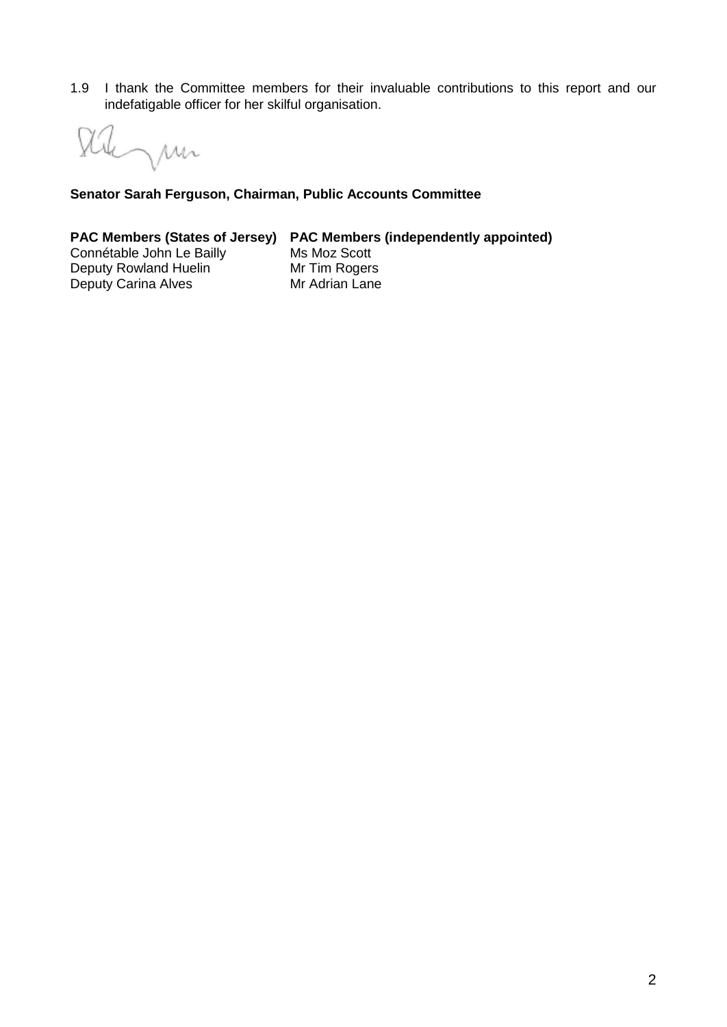1.9 I thank the Committee members for their invaluable contributions to this report and our indefatigable officer for her skilful organisation.

**Senator Sarah Ferguson, Chairman, Public Accounts Committee**

| **PAC Members (States of Jersey)** | **PAC Members (independently appointed)** |
| --- | --- |
| Connétable John Le Bailly | Ms Moz Scott |
| Deputy Rowland Huelin | Mr Tim Rogers |
| Deputy Carina Alves | Mr Adrian Lane |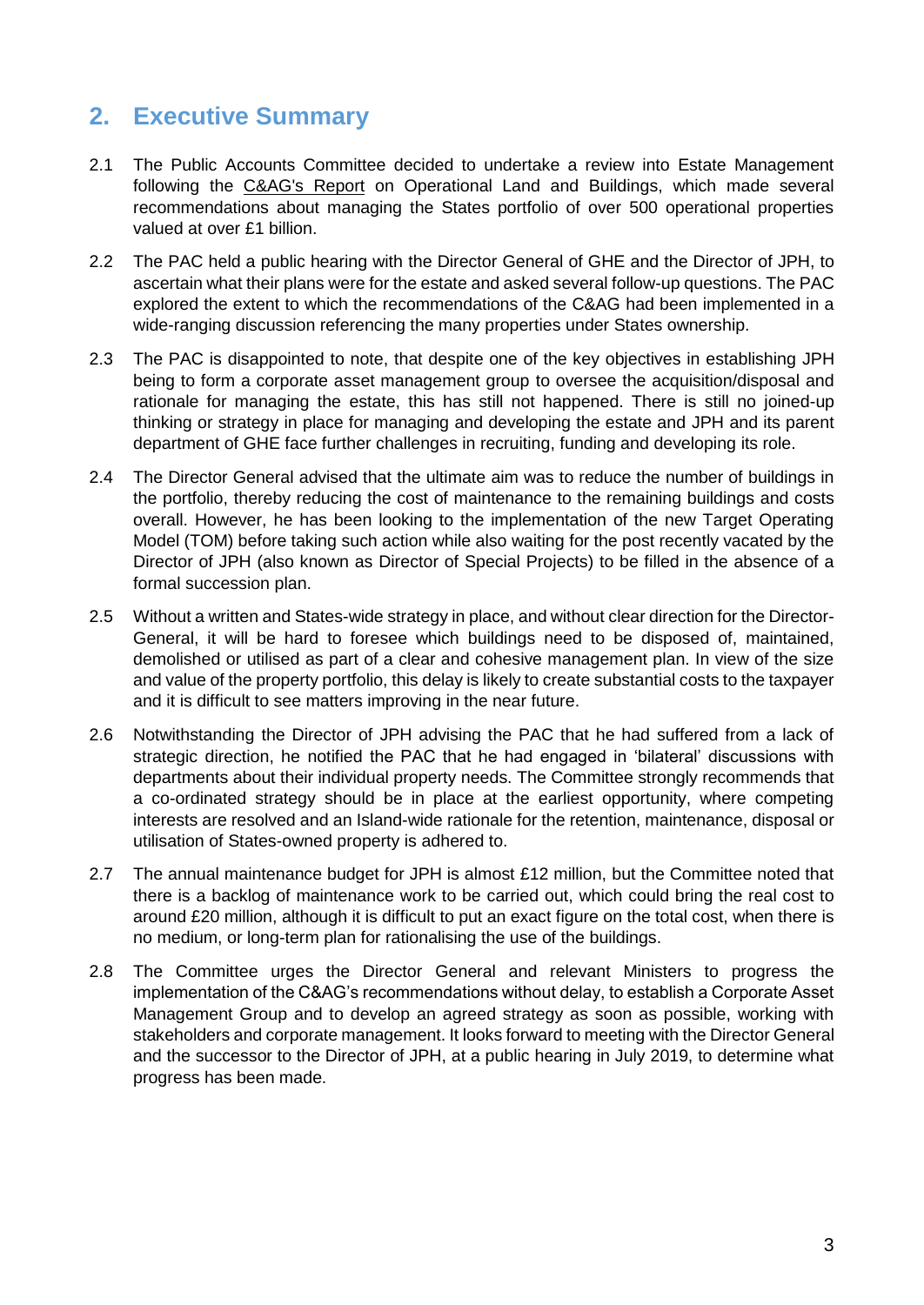## 2. Executive Summary

2.1 The Public Accounts Committee decided to undertake a review into Estate Management following the C&AG's Report on Operational Land and Buildings, which made several recommendations about managing the States portfolio of over 500 operational properties valued at over £1 billion.

2.2 The PAC held a public hearing with the Director General of GHE and the Director of JPH, to ascertain what their plans were for the estate and asked several follow-up questions. The PAC explored the extent to which the recommendations of the C&AG had been implemented in a wide-ranging discussion referencing the many properties under States ownership.

2.3 The PAC is disappointed to note, that despite one of the key objectives in establishing JPH being to form a corporate asset management group to oversee the acquisition/disposal and rationale for managing the estate, this has still not happened. There is still no joined-up thinking or strategy in place for managing and developing the estate and JPH and its parent department of GHE face further challenges in recruiting, funding and developing its role.

2.4 The Director General advised that the ultimate aim was to reduce the number of buildings in the portfolio, thereby reducing the cost of maintenance to the remaining buildings and costs overall. However, he has been looking to the implementation of the new Target Operating Model (TOM) before taking such action while also waiting for the post recently vacated by the Director of JPH (also known as Director of Special Projects) to be filled in the absence of a formal succession plan.

2.5 Without a written and States-wide strategy in place, and without clear direction for the Director-General, it will be hard to foresee which buildings need to be disposed of, maintained, demolished or utilised as part of a clear and cohesive management plan. In view of the size and value of the property portfolio, this delay is likely to create substantial costs to the taxpayer and it is difficult to see matters improving in the near future.

2.6 Notwithstanding the Director of JPH advising the PAC that he had suffered from a lack of strategic direction, he notified the PAC that he had engaged in 'bilateral' discussions with departments about their individual property needs. The Committee strongly recommends that a co-ordinated strategy should be in place at the earliest opportunity, where competing interests are resolved and an Island-wide rationale for the retention, maintenance, disposal or utilisation of States-owned property is adhered to.

2.7 The annual maintenance budget for JPH is almost £12 million, but the Committee noted that there is a backlog of maintenance work to be carried out, which could bring the real cost to around £20 million, although it is difficult to put an exact figure on the total cost, when there is no medium, or long-term plan for rationalising the use of the buildings.

2.8 The Committee urges the Director General and relevant Ministers to progress the implementation of the C&AG's recommendations without delay, to establish a Corporate Asset Management Group and to develop an agreed strategy as soon as possible, working with stakeholders and corporate management. It looks forward to meeting with the Director General and the successor to the Director of JPH, at a public hearing in July 2019, to determine what progress has been made.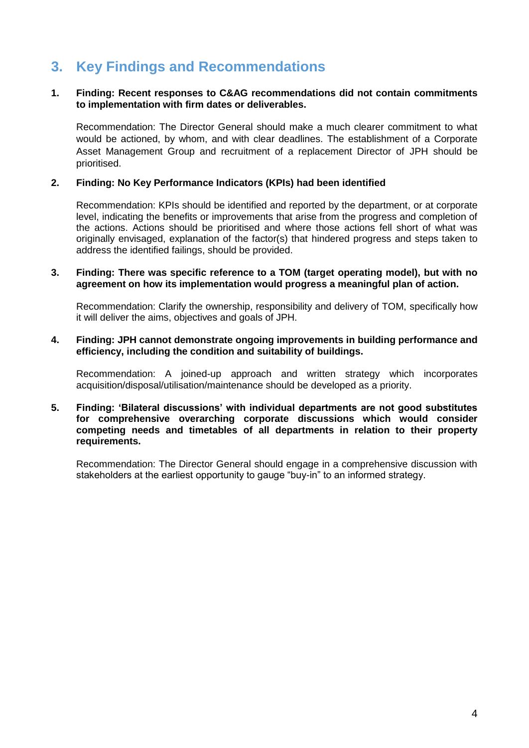## 3. Key Findings and Recommendations

**1. Finding: Recent responses to C&AG recommendations did not contain commitments to implementation with firm dates or deliverables.**

Recommendation: The Director General should make a much clearer commitment to what would be actioned, by whom, and with clear deadlines. The establishment of a Corporate Asset Management Group and recruitment of a replacement Director of JPH should be prioritised.

**2. Finding: No Key Performance Indicators (KPIs) had been identified**

Recommendation: KPIs should be identified and reported by the department, or at corporate level, indicating the benefits or improvements that arise from the progress and completion of the actions. Actions should be prioritised and where those actions fell short of what was originally envisaged, explanation of the factor(s) that hindered progress and steps taken to address the identified failings, should be provided.

**3. Finding: There was specific reference to a TOM (target operating model), but with no agreement on how its implementation would progress a meaningful plan of action.**

Recommendation: Clarify the ownership, responsibility and delivery of TOM, specifically how it will deliver the aims, objectives and goals of JPH.

**4. Finding: JPH cannot demonstrate ongoing improvements in building performance and efficiency, including the condition and suitability of buildings.**

Recommendation: A joined-up approach and written strategy which incorporates acquisition/disposal/utilisation/maintenance should be developed as a priority.

**5. Finding: 'Bilateral discussions' with individual departments are not good substitutes for comprehensive overarching corporate discussions which would consider competing needs and timetables of all departments in relation to their property requirements.**

Recommendation: The Director General should engage in a comprehensive discussion with stakeholders at the earliest opportunity to gauge "buy-in" to an informed strategy.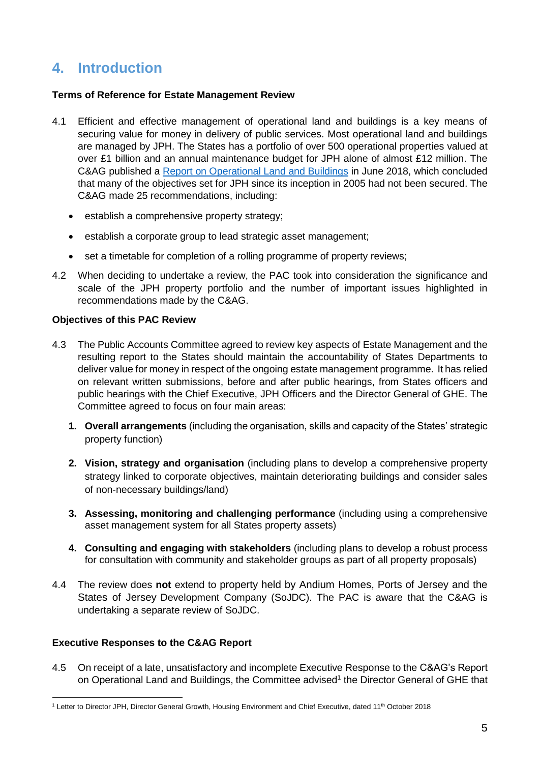# 4. Introduction

**Terms of Reference for Estate Management Review**

4.1 Efficient and effective management of operational land and buildings is a key means of securing value for money in delivery of public services. Most operational land and buildings are managed by JPH. The States has a portfolio of over 500 operational properties valued at over £1 billion and an annual maintenance budget for JPH alone of almost £12 million. The C&AG published a [Report on Operational Land and Buildings](#) in June 2018, which concluded that many of the objectives set for JPH since its inception in 2005 had not been secured. The C&AG made 25 recommendations, including:

- establish a comprehensive property strategy;
- establish a corporate group to lead strategic asset management;
- set a timetable for completion of a rolling programme of property reviews;

4.2 When deciding to undertake a review, the PAC took into consideration the significance and scale of the JPH property portfolio and the number of important issues highlighted in recommendations made by the C&AG.

**Objectives of this PAC Review**

4.3 The Public Accounts Committee agreed to review key aspects of Estate Management and the resulting report to the States should maintain the accountability of States Departments to deliver value for money in respect of the ongoing estate management programme. It has relied on relevant written submissions, before and after public hearings, from States officers and public hearings with the Chief Executive, JPH Officers and the Director General of GHE. The Committee agreed to focus on four main areas:

1. **Overall arrangements** (including the organisation, skills and capacity of the States' strategic property function)
2. **Vision, strategy and organisation** (including plans to develop a comprehensive property strategy linked to corporate objectives, maintain deteriorating buildings and consider sales of non-necessary buildings/land)
3. **Assessing, monitoring and challenging performance** (including using a comprehensive asset management system for all States property assets)
4. **Consulting and engaging with stakeholders** (including plans to develop a robust process for consultation with community and stakeholder groups as part of all property proposals)

4.4 The review does **not** extend to property held by Andium Homes, Ports of Jersey and the States of Jersey Development Company (SoJDC). The PAC is aware that the C&AG is undertaking a separate review of SoJDC.

**Executive Responses to the C&AG Report**

4.5 On receipt of a late, unsatisfactory and incomplete Executive Response to the C&AG's Report on Operational Land and Buildings, the Committee advised[1] the Director General of GHE that

[1] Letter to Director JPH, Director General Growth, Housing Environment and Chief Executive, dated 11th October 2018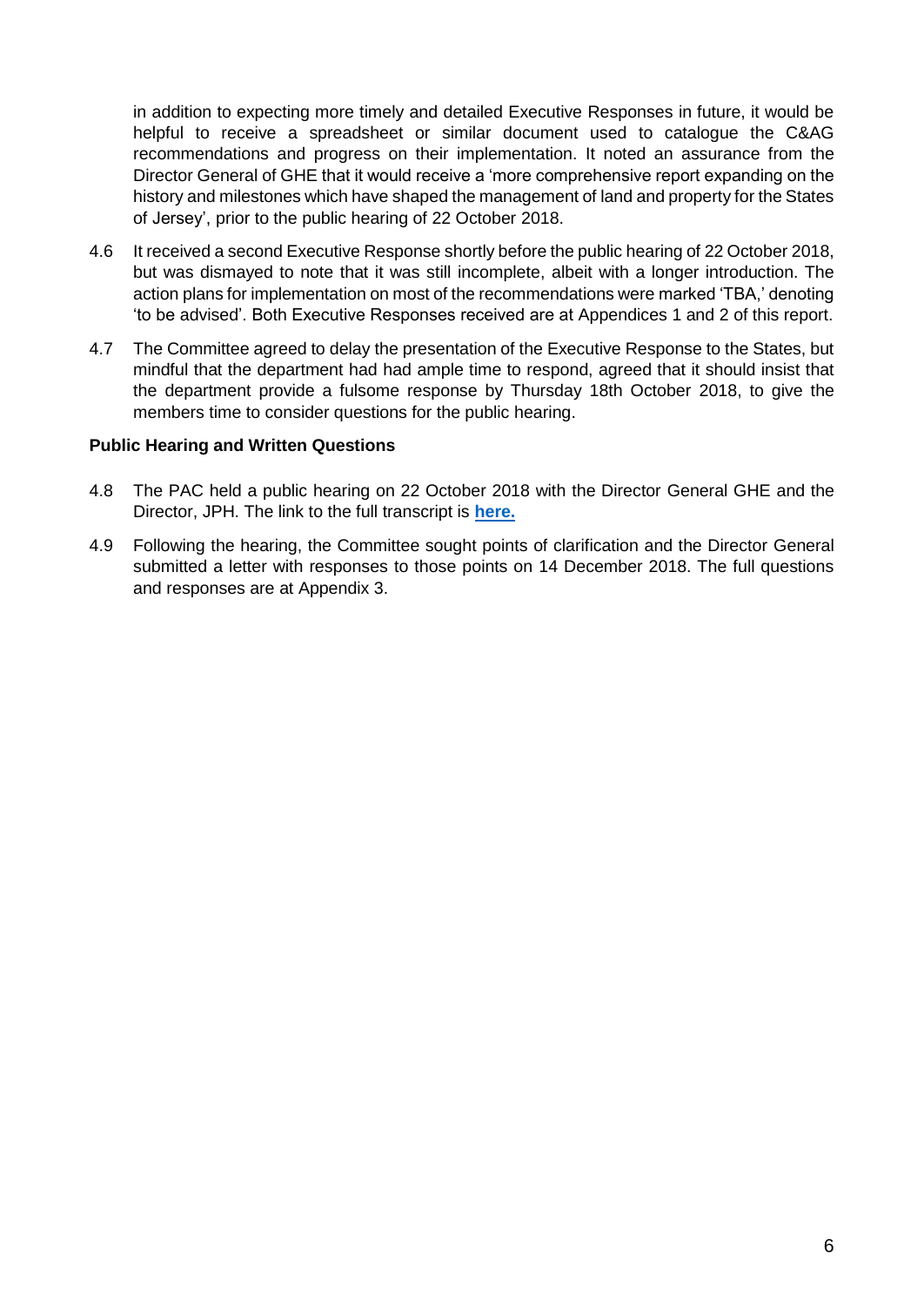in addition to expecting more timely and detailed Executive Responses in future, it would be helpful to receive a spreadsheet or similar document used to catalogue the C&AG recommendations and progress on their implementation. It noted an assurance from the Director General of GHE that it would receive a 'more comprehensive report expanding on the history and milestones which have shaped the management of land and property for the States of Jersey', prior to the public hearing of 22 October 2018.

4.6 It received a second Executive Response shortly before the public hearing of 22 October 2018, but was dismayed to note that it was still incomplete, albeit with a longer introduction. The action plans for implementation on most of the recommendations were marked 'TBA,' denoting 'to be advised'. Both Executive Responses received are at Appendices 1 and 2 of this report.

4.7 The Committee agreed to delay the presentation of the Executive Response to the States, but mindful that the department had had ample time to respond, agreed that it should insist that the department provide a fulsome response by Thursday 18th October 2018, to give the members time to consider questions for the public hearing.

**Public Hearing and Written Questions**

4.8 The PAC held a public hearing on 22 October 2018 with the Director General GHE and the Director, JPH. The link to the full transcript is **here.**

4.9 Following the hearing, the Committee sought points of clarification and the Director General submitted a letter with responses to those points on 14 December 2018. The full questions and responses are at Appendix 3.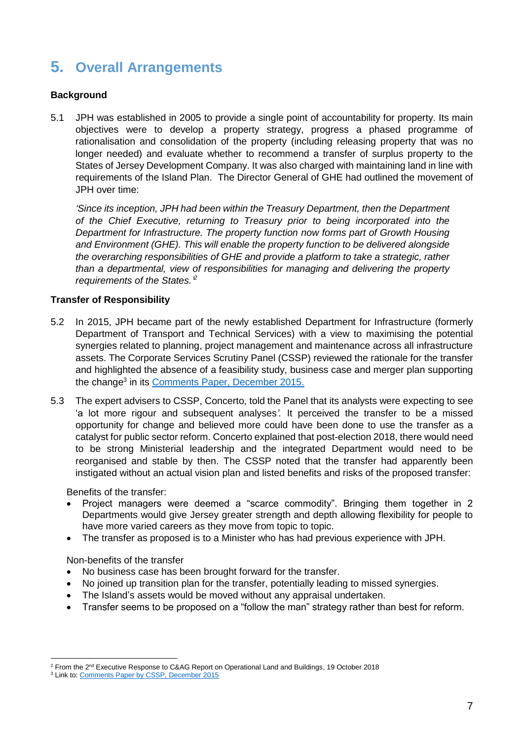## 5. Overall Arrangements

**Background**

5.1 JPH was established in 2005 to provide a single point of accountability for property. Its main objectives were to develop a property strategy, progress a phased programme of rationalisation and consolidation of the property (including releasing property that was no longer needed) and evaluate whether to recommend a transfer of surplus property to the States of Jersey Development Company. It was also charged with maintaining land in line with requirements of the Island Plan. The Director General of GHE had outlined the movement of JPH over time:

*'Since its inception, JPH had been within the Treasury Department, then the Department of the Chief Executive, returning to Treasury prior to being incorporated into the Department for Infrastructure. The property function now forms part of Growth Housing and Environment (GHE). This will enable the property function to be delivered alongside the overarching responsibilities of GHE and provide a platform to take a strategic, rather than a departmental, view of responsibilities for managing and delivering the property requirements of the States.'*[2]

**Transfer of Responsibility**

5.2 In 2015, JPH became part of the newly established Department for Infrastructure (formerly Department of Transport and Technical Services) with a view to maximising the potential synergies related to planning, project management and maintenance across all infrastructure assets. The Corporate Services Scrutiny Panel (CSSP) reviewed the rationale for the transfer and highlighted the absence of a feasibility study, business case and merger plan supporting the change[3] in its Comments Paper, December 2015.

5.3 The expert advisers to CSSP, Concerto, told the Panel that its analysts were expecting to see 'a lot more rigour and subsequent analyses'. It perceived the transfer to be a missed opportunity for change and believed more could have been done to use the transfer as a catalyst for public sector reform. Concerto explained that post-election 2018, there would need to be strong Ministerial leadership and the integrated Department would need to be reorganised and stable by then. The CSSP noted that the transfer had apparently been instigated without an actual vision plan and listed benefits and risks of the proposed transfer:

Benefits of the transfer:

- Project managers were deemed a "scarce commodity". Bringing them together in 2 Departments would give Jersey greater strength and depth allowing flexibility for people to have more varied careers as they move from topic to topic.
- The transfer as proposed is to a Minister who has had previous experience with JPH.

Non-benefits of the transfer

- No business case has been brought forward for the transfer.
- No joined up transition plan for the transfer, potentially leading to missed synergies.
- The Island's assets would be moved without any appraisal undertaken.
- Transfer seems to be proposed on a "follow the man" strategy rather than best for reform.

---

[2] From the 2nd Executive Response to C&AG Report on Operational Land and Buildings, 19 October 2018

[3] Link to: Comments Paper by CSSP, December 2015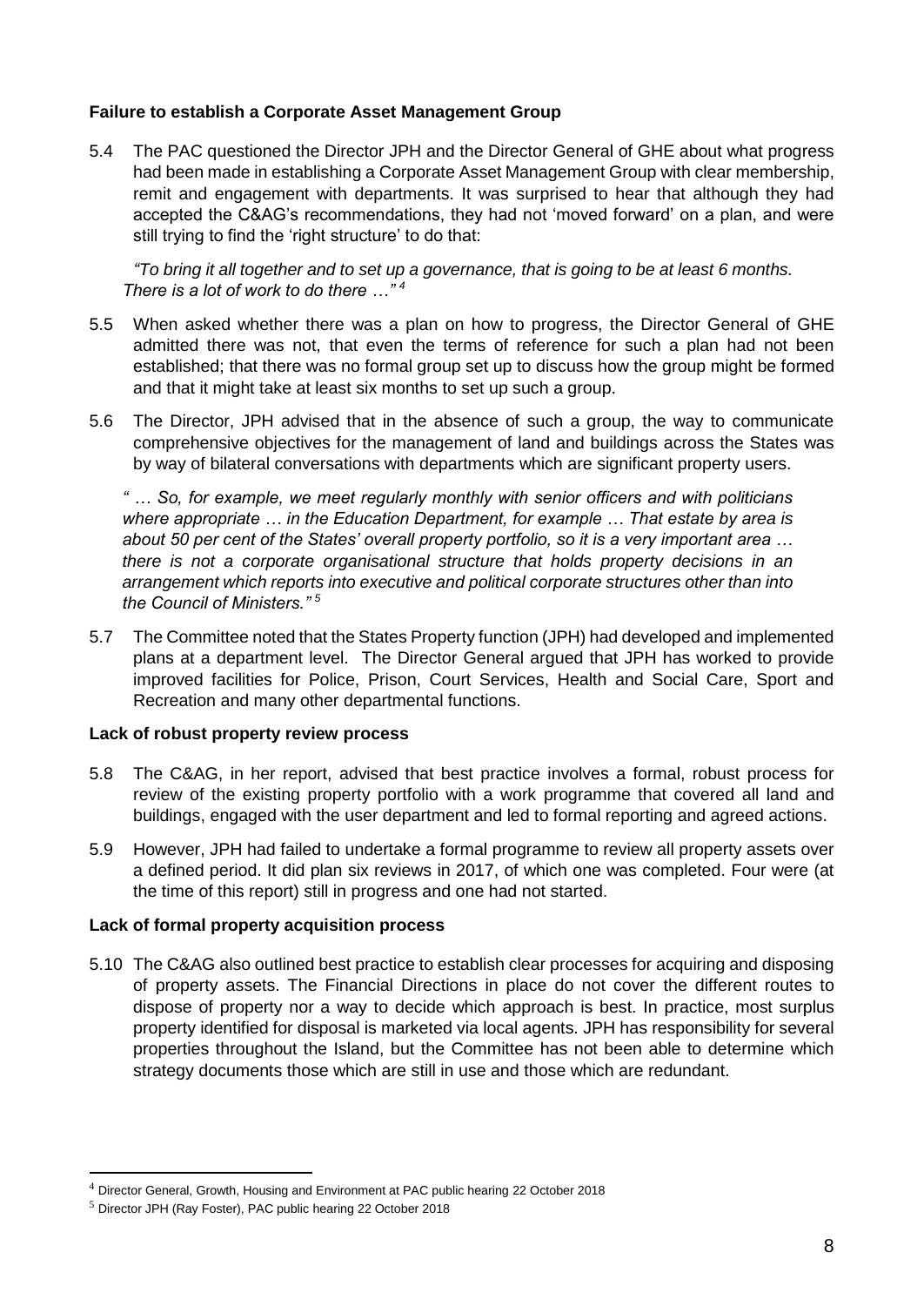**Failure to establish a Corporate Asset Management Group**

5.4 The PAC questioned the Director JPH and the Director General of GHE about what progress had been made in establishing a Corporate Asset Management Group with clear membership, remit and engagement with departments. It was surprised to hear that although they had accepted the C&AG's recommendations, they had not 'moved forward' on a plan, and were still trying to find the 'right structure' to do that:

*"To bring it all together and to set up a governance, that is going to be at least 6 months. There is a lot of work to do there …"* [4]

5.5 When asked whether there was a plan on how to progress, the Director General of GHE admitted there was not, that even the terms of reference for such a plan had not been established; that there was no formal group set up to discuss how the group might be formed and that it might take at least six months to set up such a group.

5.6 The Director, JPH advised that in the absence of such a group, the way to communicate comprehensive objectives for the management of land and buildings across the States was by way of bilateral conversations with departments which are significant property users.

*" … So, for example, we meet regularly monthly with senior officers and with politicians where appropriate … in the Education Department, for example … That estate by area is about 50 per cent of the States' overall property portfolio, so it is a very important area … there is not a corporate organisational structure that holds property decisions in an arrangement which reports into executive and political corporate structures other than into the Council of Ministers."* [5]

5.7 The Committee noted that the States Property function (JPH) had developed and implemented plans at a department level. The Director General argued that JPH has worked to provide improved facilities for Police, Prison, Court Services, Health and Social Care, Sport and Recreation and many other departmental functions.

**Lack of robust property review process**

5.8 The C&AG, in her report, advised that best practice involves a formal, robust process for review of the existing property portfolio with a work programme that covered all land and buildings, engaged with the user department and led to formal reporting and agreed actions.

5.9 However, JPH had failed to undertake a formal programme to review all property assets over a defined period. It did plan six reviews in 2017, of which one was completed. Four were (at the time of this report) still in progress and one had not started.

**Lack of formal property acquisition process**

5.10 The C&AG also outlined best practice to establish clear processes for acquiring and disposing of property assets. The Financial Directions in place do not cover the different routes to dispose of property nor a way to decide which approach is best. In practice, most surplus property identified for disposal is marketed via local agents. JPH has responsibility for several properties throughout the Island, but the Committee has not been able to determine which strategy documents those which are still in use and those which are redundant.

---

[4] Director General, Growth, Housing and Environment at PAC public hearing 22 October 2018

[5] Director JPH (Ray Foster), PAC public hearing 22 October 2018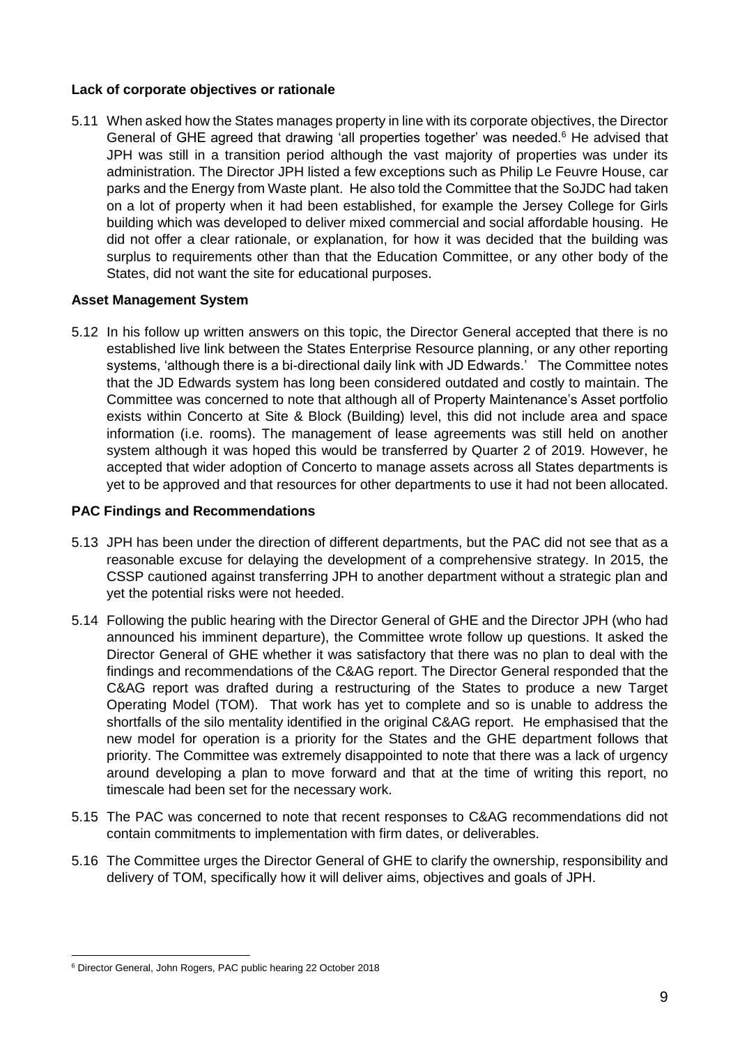### Lack of corporate objectives or rationale

5.11 When asked how the States manages property in line with its corporate objectives, the Director General of GHE agreed that drawing 'all properties together' was needed.[6] He advised that JPH was still in a transition period although the vast majority of properties was under its administration. The Director JPH listed a few exceptions such as Philip Le Feuvre House, car parks and the Energy from Waste plant. He also told the Committee that the SoJDC had taken on a lot of property when it had been established, for example the Jersey College for Girls building which was developed to deliver mixed commercial and social affordable housing. He did not offer a clear rationale, or explanation, for how it was decided that the building was surplus to requirements other than that the Education Committee, or any other body of the States, did not want the site for educational purposes.

### Asset Management System

5.12 In his follow up written answers on this topic, the Director General accepted that there is no established live link between the States Enterprise Resource planning, or any other reporting systems, 'although there is a bi-directional daily link with JD Edwards.' The Committee notes that the JD Edwards system has long been considered outdated and costly to maintain. The Committee was concerned to note that although all of Property Maintenance's Asset portfolio exists within Concerto at Site & Block (Building) level, this did not include area and space information (i.e. rooms). The management of lease agreements was still held on another system although it was hoped this would be transferred by Quarter 2 of 2019. However, he accepted that wider adoption of Concerto to manage assets across all States departments is yet to be approved and that resources for other departments to use it had not been allocated.

### PAC Findings and Recommendations

5.13 JPH has been under the direction of different departments, but the PAC did not see that as a reasonable excuse for delaying the development of a comprehensive strategy. In 2015, the CSSP cautioned against transferring JPH to another department without a strategic plan and yet the potential risks were not heeded.

5.14 Following the public hearing with the Director General of GHE and the Director JPH (who had announced his imminent departure), the Committee wrote follow up questions. It asked the Director General of GHE whether it was satisfactory that there was no plan to deal with the findings and recommendations of the C&AG report. The Director General responded that the C&AG report was drafted during a restructuring of the States to produce a new Target Operating Model (TOM). That work has yet to complete and so is unable to address the shortfalls of the silo mentality identified in the original C&AG report. He emphasised that the new model for operation is a priority for the States and the GHE department follows that priority. The Committee was extremely disappointed to note that there was a lack of urgency around developing a plan to move forward and that at the time of writing this report, no timescale had been set for the necessary work.

5.15 The PAC was concerned to note that recent responses to C&AG recommendations did not contain commitments to implementation with firm dates, or deliverables.

5.16 The Committee urges the Director General of GHE to clarify the ownership, responsibility and delivery of TOM, specifically how it will deliver aims, objectives and goals of JPH.

[6] Director General, John Rogers, PAC public hearing 22 October 2018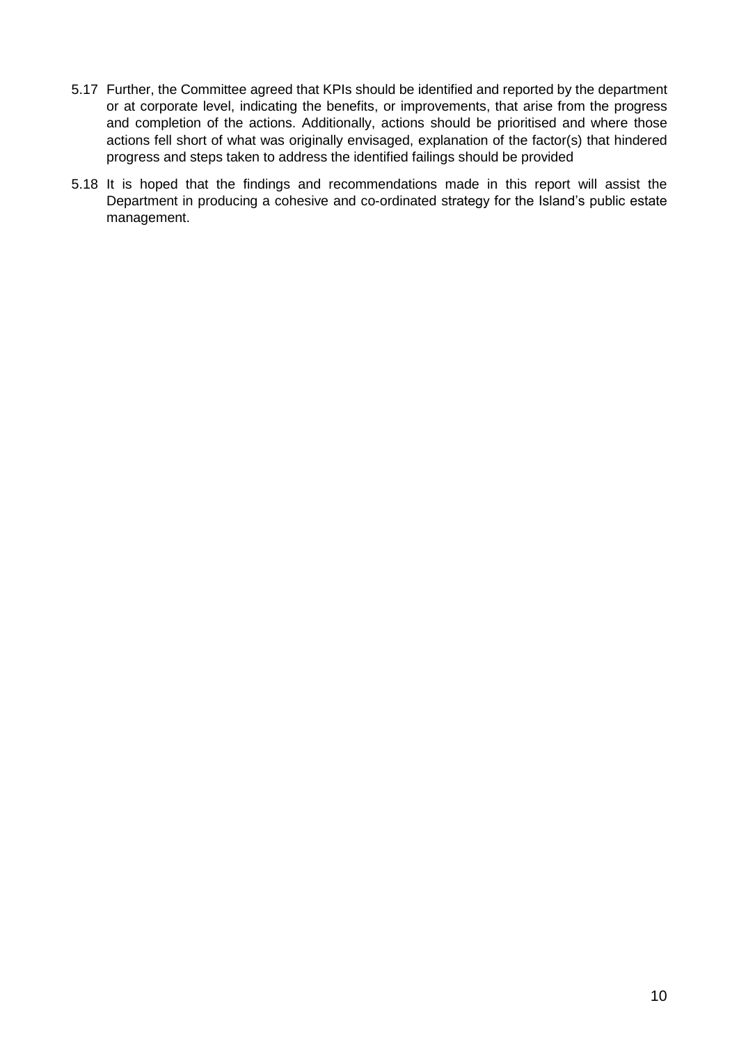5.17 Further, the Committee agreed that KPIs should be identified and reported by the department or at corporate level, indicating the benefits, or improvements, that arise from the progress and completion of the actions. Additionally, actions should be prioritised and where those actions fell short of what was originally envisaged, explanation of the factor(s) that hindered progress and steps taken to address the identified failings should be provided

5.18 It is hoped that the findings and recommendations made in this report will assist the Department in producing a cohesive and co-ordinated strategy for the Island's public estate management.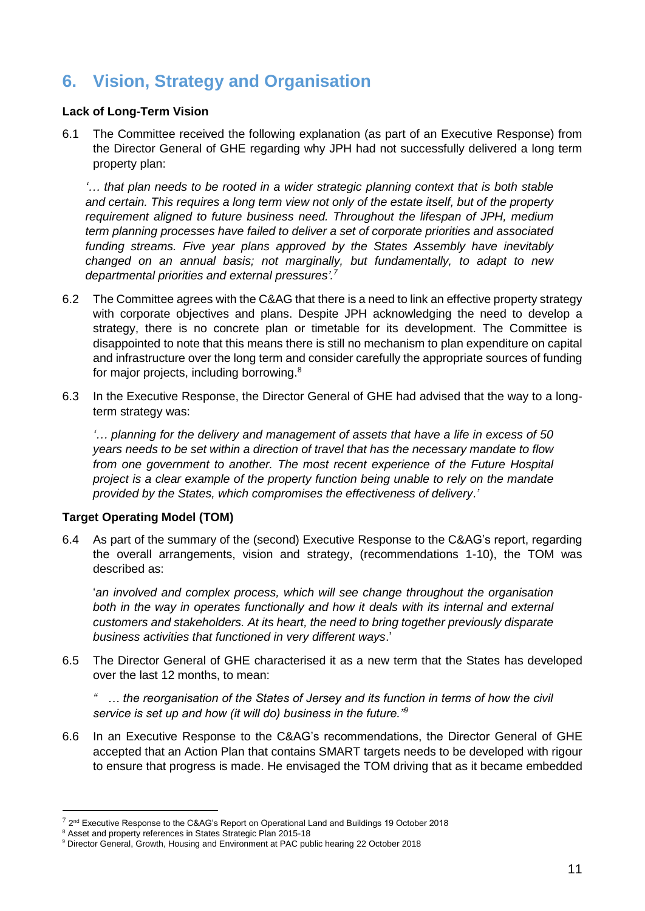## 6. Vision, Strategy and Organisation

**Lack of Long-Term Vision**

6.1 The Committee received the following explanation (as part of an Executive Response) from the Director General of GHE regarding why JPH had not successfully delivered a long term property plan:

*'… that plan needs to be rooted in a wider strategic planning context that is both stable and certain. This requires a long term view not only of the estate itself, but of the property requirement aligned to future business need. Throughout the lifespan of JPH, medium term planning processes have failed to deliver a set of corporate priorities and associated funding streams. Five year plans approved by the States Assembly have inevitably changed on an annual basis; not marginally, but fundamentally, to adapt to new departmental priorities and external pressures'.*[7]

6.2 The Committee agrees with the C&AG that there is a need to link an effective property strategy with corporate objectives and plans. Despite JPH acknowledging the need to develop a strategy, there is no concrete plan or timetable for its development. The Committee is disappointed to note that this means there is still no mechanism to plan expenditure on capital and infrastructure over the long term and consider carefully the appropriate sources of funding for major projects, including borrowing.[8]

6.3 In the Executive Response, the Director General of GHE had advised that the way to a long-term strategy was:

*'… planning for the delivery and management of assets that have a life in excess of 50 years needs to be set within a direction of travel that has the necessary mandate to flow from one government to another. The most recent experience of the Future Hospital project is a clear example of the property function being unable to rely on the mandate provided by the States, which compromises the effectiveness of delivery.'*

**Target Operating Model (TOM)**

6.4 As part of the summary of the (second) Executive Response to the C&AG's report, regarding the overall arrangements, vision and strategy, (recommendations 1-10), the TOM was described as:

'*an involved and complex process, which will see change throughout the organisation both in the way in operates functionally and how it deals with its internal and external customers and stakeholders. At its heart, the need to bring together previously disparate business activities that functioned in very different ways*.'

6.5 The Director General of GHE characterised it as a new term that the States has developed over the last 12 months, to mean:

*" … the reorganisation of the States of Jersey and its function in terms of how the civil service is set up and how (it will do) business in the future."*[9]

6.6 In an Executive Response to the C&AG's recommendations, the Director General of GHE accepted that an Action Plan that contains SMART targets needs to be developed with rigour to ensure that progress is made. He envisaged the TOM driving that as it became embedded

---

[7] 2nd Executive Response to the C&AG's Report on Operational Land and Buildings 19 October 2018

[8] Asset and property references in States Strategic Plan 2015-18

[9] Director General, Growth, Housing and Environment at PAC public hearing 22 October 2018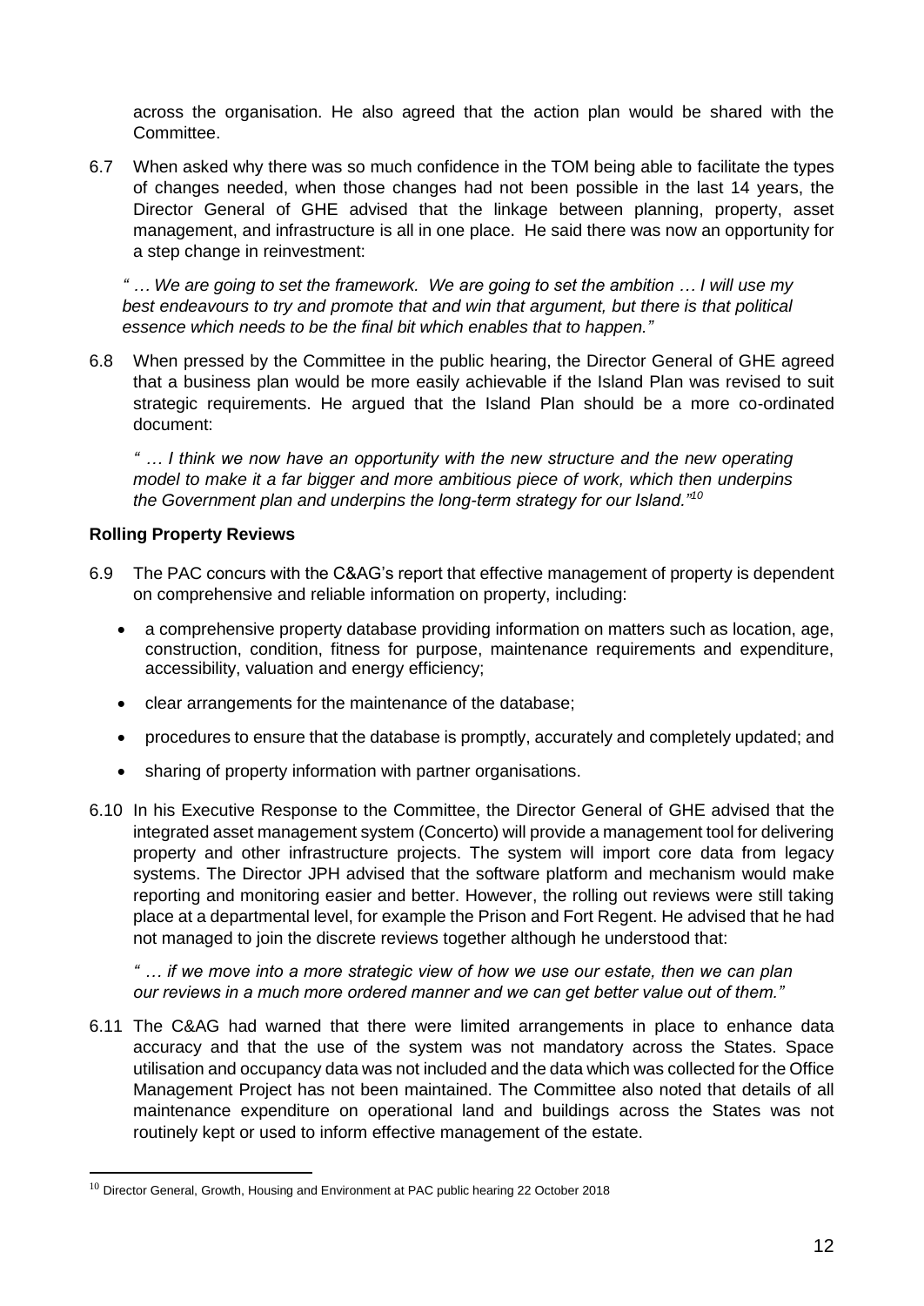across the organisation. He also agreed that the action plan would be shared with the Committee.

6.7 When asked why there was so much confidence in the TOM being able to facilitate the types of changes needed, when those changes had not been possible in the last 14 years, the Director General of GHE advised that the linkage between planning, property, asset management, and infrastructure is all in one place. He said there was now an opportunity for a step change in reinvestment:

*" … We are going to set the framework. We are going to set the ambition … I will use my best endeavours to try and promote that and win that argument, but there is that political essence which needs to be the final bit which enables that to happen."*

6.8 When pressed by the Committee in the public hearing, the Director General of GHE agreed that a business plan would be more easily achievable if the Island Plan was revised to suit strategic requirements. He argued that the Island Plan should be a more co-ordinated document:

*" … I think we now have an opportunity with the new structure and the new operating model to make it a far bigger and more ambitious piece of work, which then underpins the Government plan and underpins the long-term strategy for our Island."*[10]

**Rolling Property Reviews**

6.9 The PAC concurs with the C&AG's report that effective management of property is dependent on comprehensive and reliable information on property, including:

- a comprehensive property database providing information on matters such as location, age, construction, condition, fitness for purpose, maintenance requirements and expenditure, accessibility, valuation and energy efficiency;
- clear arrangements for the maintenance of the database;
- procedures to ensure that the database is promptly, accurately and completely updated; and
- sharing of property information with partner organisations.

6.10 In his Executive Response to the Committee, the Director General of GHE advised that the integrated asset management system (Concerto) will provide a management tool for delivering property and other infrastructure projects. The system will import core data from legacy systems. The Director JPH advised that the software platform and mechanism would make reporting and monitoring easier and better. However, the rolling out reviews were still taking place at a departmental level, for example the Prison and Fort Regent. He advised that he had not managed to join the discrete reviews together although he understood that:

*" … if we move into a more strategic view of how we use our estate, then we can plan our reviews in a much more ordered manner and we can get better value out of them."*

6.11 The C&AG had warned that there were limited arrangements in place to enhance data accuracy and that the use of the system was not mandatory across the States. Space utilisation and occupancy data was not included and the data which was collected for the Office Management Project has not been maintained. The Committee also noted that details of all maintenance expenditure on operational land and buildings across the States was not routinely kept or used to inform effective management of the estate.

[10] Director General, Growth, Housing and Environment at PAC public hearing 22 October 2018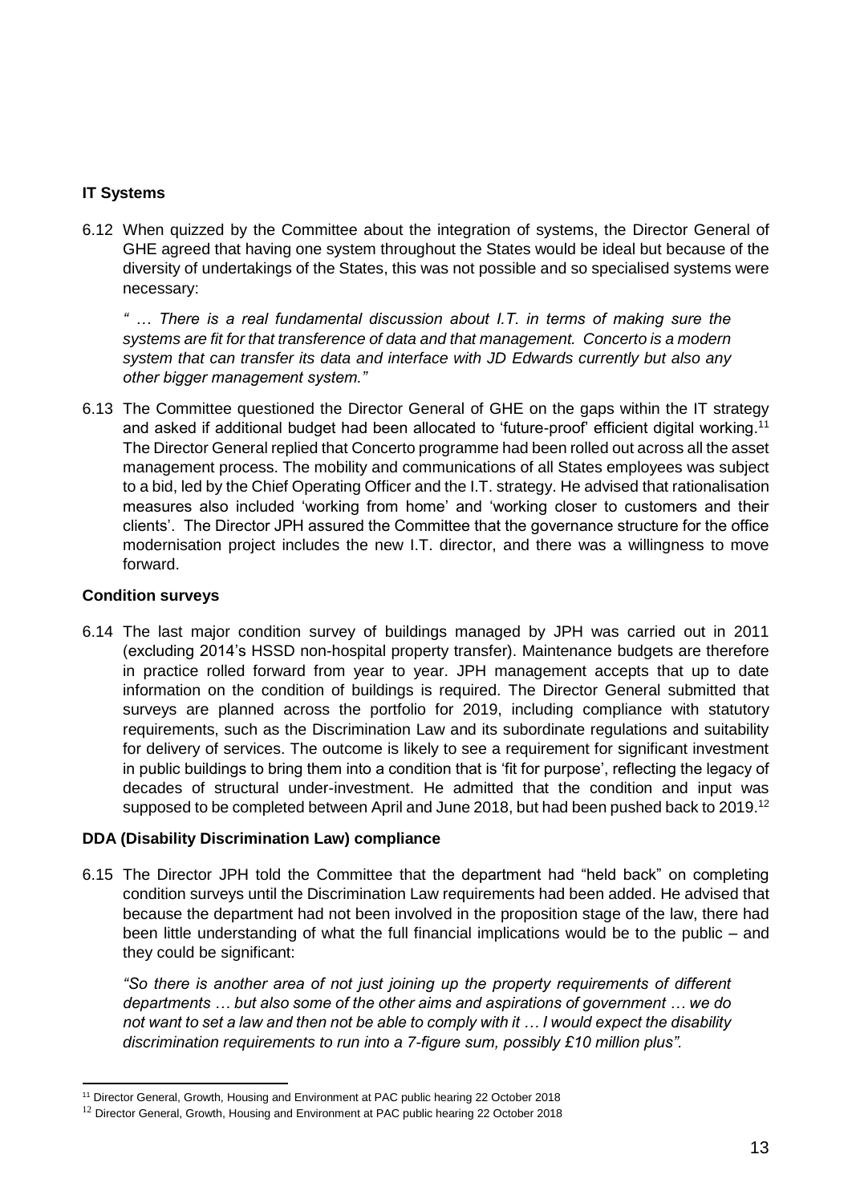**IT Systems**

6.12 When quizzed by the Committee about the integration of systems, the Director General of GHE agreed that having one system throughout the States would be ideal but because of the diversity of undertakings of the States, this was not possible and so specialised systems were necessary:

*" … There is a real fundamental discussion about I.T. in terms of making sure the systems are fit for that transference of data and that management. Concerto is a modern system that can transfer its data and interface with JD Edwards currently but also any other bigger management system."*

6.13 The Committee questioned the Director General of GHE on the gaps within the IT strategy and asked if additional budget had been allocated to 'future-proof' efficient digital working.[11] The Director General replied that Concerto programme had been rolled out across all the asset management process. The mobility and communications of all States employees was subject to a bid, led by the Chief Operating Officer and the I.T. strategy. He advised that rationalisation measures also included 'working from home' and 'working closer to customers and their clients'. The Director JPH assured the Committee that the governance structure for the office modernisation project includes the new I.T. director, and there was a willingness to move forward.

**Condition surveys**

6.14 The last major condition survey of buildings managed by JPH was carried out in 2011 (excluding 2014's HSSD non-hospital property transfer). Maintenance budgets are therefore in practice rolled forward from year to year. JPH management accepts that up to date information on the condition of buildings is required. The Director General submitted that surveys are planned across the portfolio for 2019, including compliance with statutory requirements, such as the Discrimination Law and its subordinate regulations and suitability for delivery of services. The outcome is likely to see a requirement for significant investment in public buildings to bring them into a condition that is 'fit for purpose', reflecting the legacy of decades of structural under-investment. He admitted that the condition and input was supposed to be completed between April and June 2018, but had been pushed back to 2019.[12]

**DDA (Disability Discrimination Law) compliance**

6.15 The Director JPH told the Committee that the department had "held back" on completing condition surveys until the Discrimination Law requirements had been added. He advised that because the department had not been involved in the proposition stage of the law, there had been little understanding of what the full financial implications would be to the public – and they could be significant:

*"So there is another area of not just joining up the property requirements of different departments … but also some of the other aims and aspirations of government … we do not want to set a law and then not be able to comply with it … I would expect the disability discrimination requirements to run into a 7-figure sum, possibly £10 million plus".*

[11] Director General, Growth, Housing and Environment at PAC public hearing 22 October 2018

[12] Director General, Growth, Housing and Environment at PAC public hearing 22 October 2018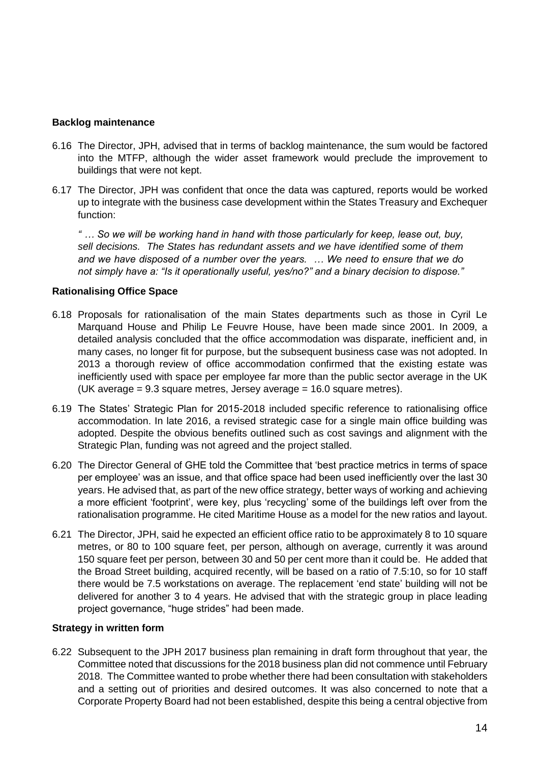**Backlog maintenance**

6.16 The Director, JPH, advised that in terms of backlog maintenance, the sum would be factored into the MTFP, although the wider asset framework would preclude the improvement to buildings that were not kept.

6.17 The Director, JPH was confident that once the data was captured, reports would be worked up to integrate with the business case development within the States Treasury and Exchequer function:

*" … So we will be working hand in hand with those particularly for keep, lease out, buy, sell decisions. The States has redundant assets and we have identified some of them and we have disposed of a number over the years. … We need to ensure that we do not simply have a: "Is it operationally useful, yes/no?" and a binary decision to dispose."*

**Rationalising Office Space**

6.18 Proposals for rationalisation of the main States departments such as those in Cyril Le Marquand House and Philip Le Feuvre House, have been made since 2001. In 2009, a detailed analysis concluded that the office accommodation was disparate, inefficient and, in many cases, no longer fit for purpose, but the subsequent business case was not adopted. In 2013 a thorough review of office accommodation confirmed that the existing estate was inefficiently used with space per employee far more than the public sector average in the UK (UK average = 9.3 square metres, Jersey average = 16.0 square metres).

6.19 The States' Strategic Plan for 2015-2018 included specific reference to rationalising office accommodation. In late 2016, a revised strategic case for a single main office building was adopted. Despite the obvious benefits outlined such as cost savings and alignment with the Strategic Plan, funding was not agreed and the project stalled.

6.20 The Director General of GHE told the Committee that 'best practice metrics in terms of space per employee' was an issue, and that office space had been used inefficiently over the last 30 years. He advised that, as part of the new office strategy, better ways of working and achieving a more efficient 'footprint', were key, plus 'recycling' some of the buildings left over from the rationalisation programme. He cited Maritime House as a model for the new ratios and layout.

6.21 The Director, JPH, said he expected an efficient office ratio to be approximately 8 to 10 square metres, or 80 to 100 square feet, per person, although on average, currently it was around 150 square feet per person, between 30 and 50 per cent more than it could be. He added that the Broad Street building, acquired recently, will be based on a ratio of 7.5:10, so for 10 staff there would be 7.5 workstations on average. The replacement 'end state' building will not be delivered for another 3 to 4 years. He advised that with the strategic group in place leading project governance, "huge strides" had been made.

**Strategy in written form**

6.22 Subsequent to the JPH 2017 business plan remaining in draft form throughout that year, the Committee noted that discussions for the 2018 business plan did not commence until February 2018. The Committee wanted to probe whether there had been consultation with stakeholders and a setting out of priorities and desired outcomes. It was also concerned to note that a Corporate Property Board had not been established, despite this being a central objective from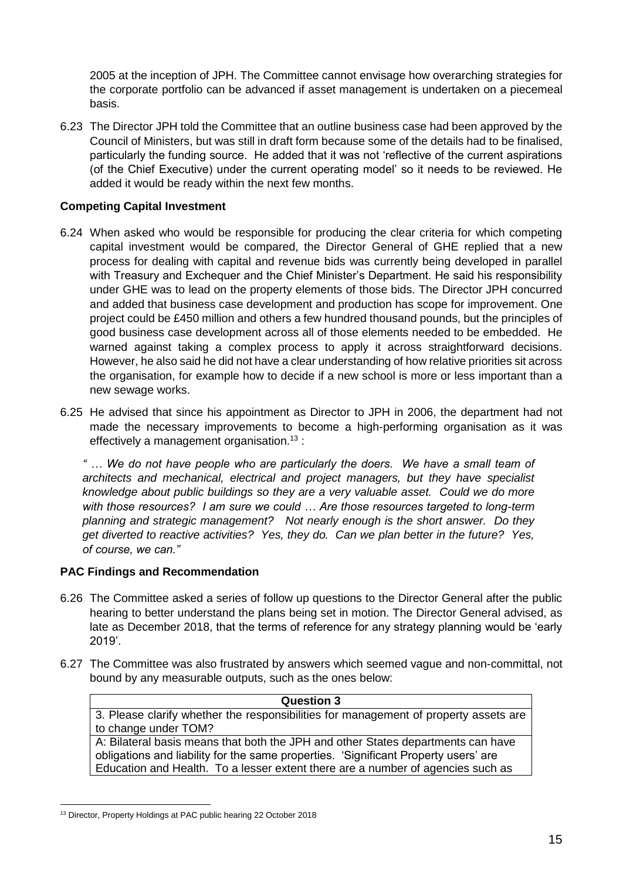2005 at the inception of JPH. The Committee cannot envisage how overarching strategies for the corporate portfolio can be advanced if asset management is undertaken on a piecemeal basis.

6.23 The Director JPH told the Committee that an outline business case had been approved by the Council of Ministers, but was still in draft form because some of the details had to be finalised, particularly the funding source. He added that it was not 'reflective of the current aspirations (of the Chief Executive) under the current operating model' so it needs to be reviewed. He added it would be ready within the next few months.

**Competing Capital Investment**

6.24 When asked who would be responsible for producing the clear criteria for which competing capital investment would be compared, the Director General of GHE replied that a new process for dealing with capital and revenue bids was currently being developed in parallel with Treasury and Exchequer and the Chief Minister's Department. He said his responsibility under GHE was to lead on the property elements of those bids. The Director JPH concurred and added that business case development and production has scope for improvement. One project could be £450 million and others a few hundred thousand pounds, but the principles of good business case development across all of those elements needed to be embedded. He warned against taking a complex process to apply it across straightforward decisions. However, he also said he did not have a clear understanding of how relative priorities sit across the organisation, for example how to decide if a new school is more or less important than a new sewage works.

6.25 He advised that since his appointment as Director to JPH in 2006, the department had not made the necessary improvements to become a high-performing organisation as it was effectively a management organisation.[13] :

*" … We do not have people who are particularly the doers. We have a small team of architects and mechanical, electrical and project managers, but they have specialist knowledge about public buildings so they are a very valuable asset. Could we do more with those resources? I am sure we could … Are those resources targeted to long-term planning and strategic management? Not nearly enough is the short answer. Do they get diverted to reactive activities? Yes, they do. Can we plan better in the future? Yes, of course, we can."*

**PAC Findings and Recommendation**

6.26 The Committee asked a series of follow up questions to the Director General after the public hearing to better understand the plans being set in motion. The Director General advised, as late as December 2018, that the terms of reference for any strategy planning would be 'early 2019'.

6.27 The Committee was also frustrated by answers which seemed vague and non-committal, not bound by any measurable outputs, such as the ones below:

| **Question 3** |
|---|
| 3. Please clarify whether the responsibilities for management of property assets are to change under TOM? |
| A: Bilateral basis means that both the JPH and other States departments can have obligations and liability for the same properties. 'Significant Property users' are Education and Health. To a lesser extent there are a number of agencies such as |

[13] Director, Property Holdings at PAC public hearing 22 October 2018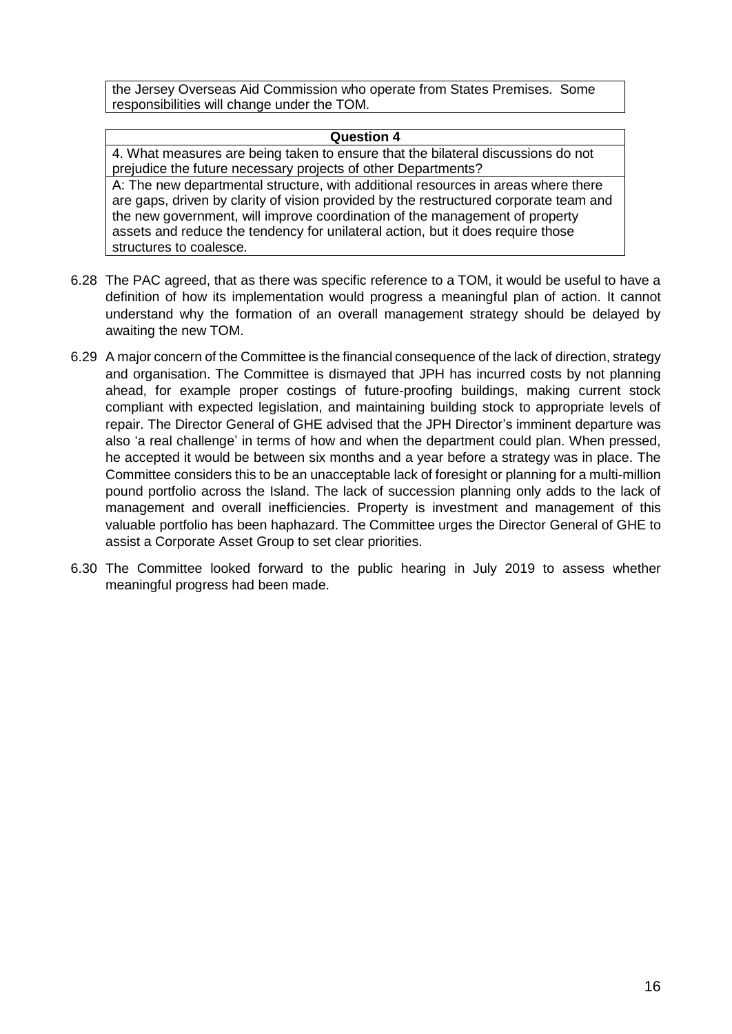the Jersey Overseas Aid Commission who operate from States Premises. Some responsibilities will change under the TOM.

**Question 4**

4. What measures are being taken to ensure that the bilateral discussions do not prejudice the future necessary projects of other Departments?

A: The new departmental structure, with additional resources in areas where there are gaps, driven by clarity of vision provided by the restructured corporate team and the new government, will improve coordination of the management of property assets and reduce the tendency for unilateral action, but it does require those structures to coalesce.

6.28 The PAC agreed, that as there was specific reference to a TOM, it would be useful to have a definition of how its implementation would progress a meaningful plan of action. It cannot understand why the formation of an overall management strategy should be delayed by awaiting the new TOM.

6.29 A major concern of the Committee is the financial consequence of the lack of direction, strategy and organisation. The Committee is dismayed that JPH has incurred costs by not planning ahead, for example proper costings of future-proofing buildings, making current stock compliant with expected legislation, and maintaining building stock to appropriate levels of repair. The Director General of GHE advised that the JPH Director's imminent departure was also 'a real challenge' in terms of how and when the department could plan. When pressed, he accepted it would be between six months and a year before a strategy was in place. The Committee considers this to be an unacceptable lack of foresight or planning for a multi-million pound portfolio across the Island. The lack of succession planning only adds to the lack of management and overall inefficiencies. Property is investment and management of this valuable portfolio has been haphazard. The Committee urges the Director General of GHE to assist a Corporate Asset Group to set clear priorities.

6.30 The Committee looked forward to the public hearing in July 2019 to assess whether meaningful progress had been made.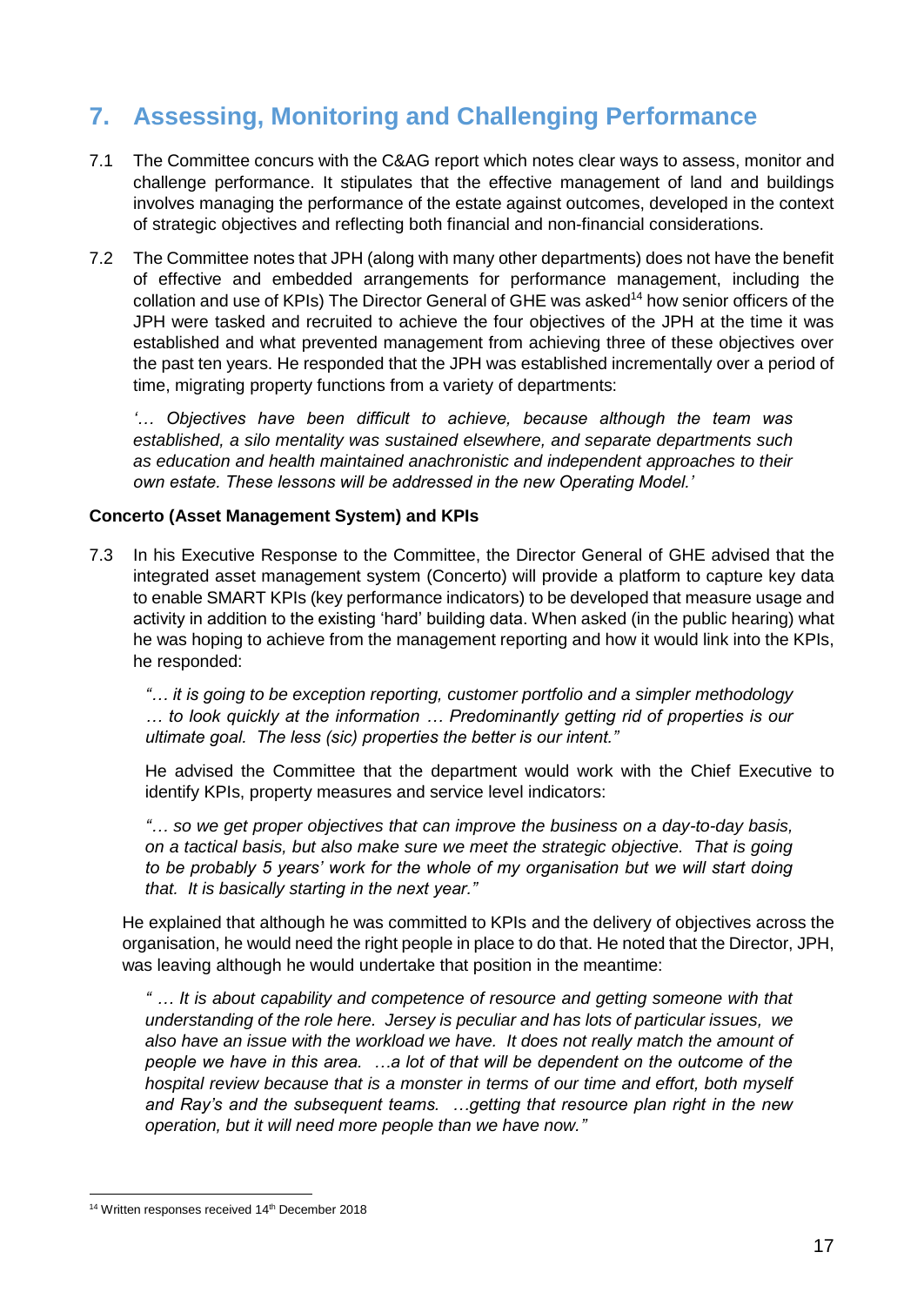## 7. Assessing, Monitoring and Challenging Performance

7.1 The Committee concurs with the C&AG report which notes clear ways to assess, monitor and challenge performance. It stipulates that the effective management of land and buildings involves managing the performance of the estate against outcomes, developed in the context of strategic objectives and reflecting both financial and non-financial considerations.

7.2 The Committee notes that JPH (along with many other departments) does not have the benefit of effective and embedded arrangements for performance management, including the collation and use of KPIs) The Director General of GHE was asked[14] how senior officers of the JPH were tasked and recruited to achieve the four objectives of the JPH at the time it was established and what prevented management from achieving three of these objectives over the past ten years. He responded that the JPH was established incrementally over a period of time, migrating property functions from a variety of departments:

> *'… Objectives have been difficult to achieve, because although the team was established, a silo mentality was sustained elsewhere, and separate departments such as education and health maintained anachronistic and independent approaches to their own estate. These lessons will be addressed in the new Operating Model.'*

**Concerto (Asset Management System) and KPIs**

7.3 In his Executive Response to the Committee, the Director General of GHE advised that the integrated asset management system (Concerto) will provide a platform to capture key data to enable SMART KPIs (key performance indicators) to be developed that measure usage and activity in addition to the existing 'hard' building data. When asked (in the public hearing) what he was hoping to achieve from the management reporting and how it would link into the KPIs, he responded:

> *"… it is going to be exception reporting, customer portfolio and a simpler methodology … to look quickly at the information … Predominantly getting rid of properties is our ultimate goal. The less (sic) properties the better is our intent."*

He advised the Committee that the department would work with the Chief Executive to identify KPIs, property measures and service level indicators:

> *"… so we get proper objectives that can improve the business on a day-to-day basis, on a tactical basis, but also make sure we meet the strategic objective. That is going to be probably 5 years' work for the whole of my organisation but we will start doing that. It is basically starting in the next year."*

He explained that although he was committed to KPIs and the delivery of objectives across the organisation, he would need the right people in place to do that. He noted that the Director, JPH, was leaving although he would undertake that position in the meantime:

> *" … It is about capability and competence of resource and getting someone with that understanding of the role here. Jersey is peculiar and has lots of particular issues, we also have an issue with the workload we have. It does not really match the amount of people we have in this area. …a lot of that will be dependent on the outcome of the hospital review because that is a monster in terms of our time and effort, both myself and Ray's and the subsequent teams. …getting that resource plan right in the new operation, but it will need more people than we have now."*

---

[14] Written responses received 14th December 2018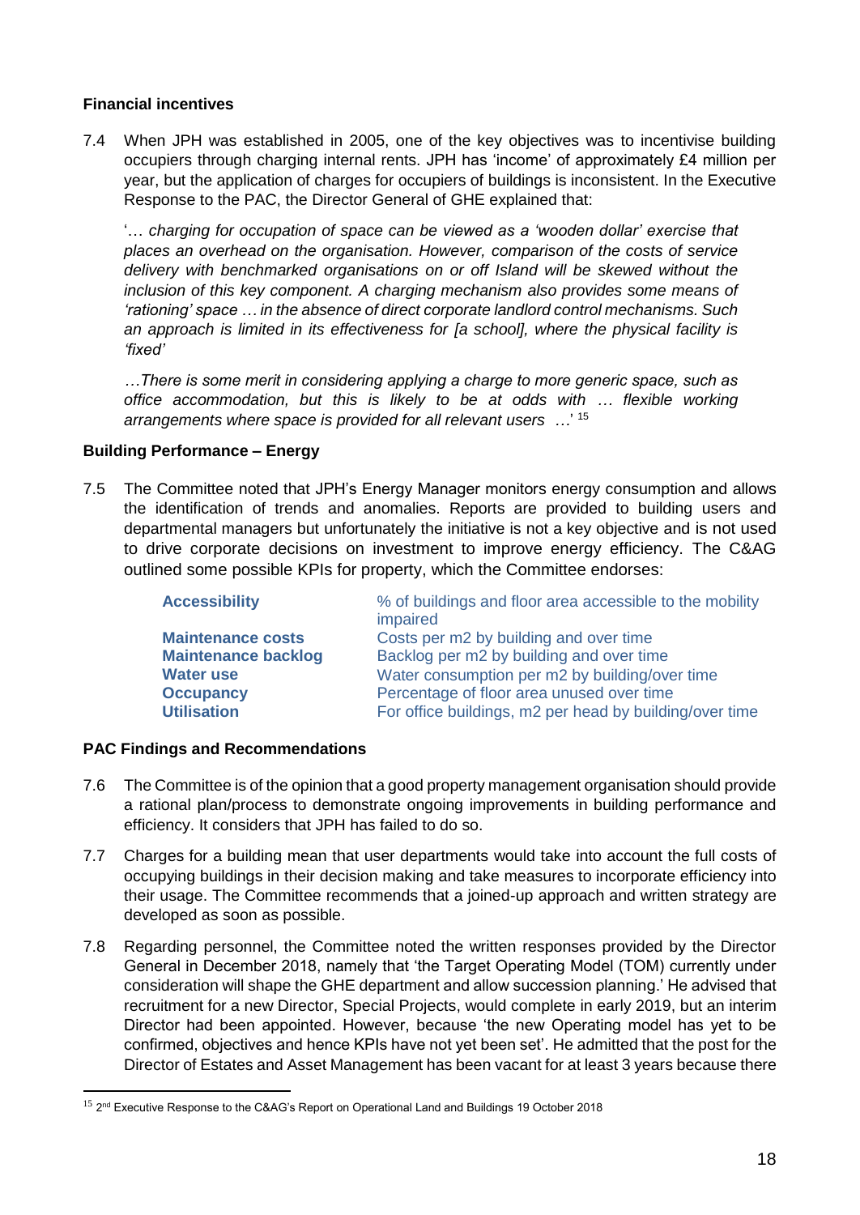**Financial incentives**

7.4 When JPH was established in 2005, one of the key objectives was to incentivise building occupiers through charging internal rents. JPH has 'income' of approximately £4 million per year, but the application of charges for occupiers of buildings is inconsistent. In the Executive Response to the PAC, the Director General of GHE explained that:

'*… charging for occupation of space can be viewed as a 'wooden dollar' exercise that places an overhead on the organisation. However, comparison of the costs of service delivery with benchmarked organisations on or off Island will be skewed without the inclusion of this key component. A charging mechanism also provides some means of 'rationing' space … in the absence of direct corporate landlord control mechanisms. Such an approach is limited in its effectiveness for [a school], where the physical facility is 'fixed'*

*…There is some merit in considering applying a charge to more generic space, such as office accommodation, but this is likely to be at odds with … flexible working arrangements where space is provided for all relevant users …*' [15]

**Building Performance – Energy**

7.5 The Committee noted that JPH's Energy Manager monitors energy consumption and allows the identification of trends and anomalies. Reports are provided to building users and departmental managers but unfortunately the initiative is not a key objective and is not used to drive corporate decisions on investment to improve energy efficiency. The C&AG outlined some possible KPIs for property, which the Committee endorses:

| | |
|---|---|
| **Accessibility** | % of buildings and floor area accessible to the mobility impaired |
| **Maintenance costs** | Costs per m2 by building and over time |
| **Maintenance backlog** | Backlog per m2 by building and over time |
| **Water use** | Water consumption per m2 by building/over time |
| **Occupancy** | Percentage of floor area unused over time |
| **Utilisation** | For office buildings, m2 per head by building/over time |

**PAC Findings and Recommendations**

7.6 The Committee is of the opinion that a good property management organisation should provide a rational plan/process to demonstrate ongoing improvements in building performance and efficiency. It considers that JPH has failed to do so.

7.7 Charges for a building mean that user departments would take into account the full costs of occupying buildings in their decision making and take measures to incorporate efficiency into their usage. The Committee recommends that a joined-up approach and written strategy are developed as soon as possible.

7.8 Regarding personnel, the Committee noted the written responses provided by the Director General in December 2018, namely that 'the Target Operating Model (TOM) currently under consideration will shape the GHE department and allow succession planning.' He advised that recruitment for a new Director, Special Projects, would complete in early 2019, but an interim Director had been appointed. However, because 'the new Operating model has yet to be confirmed, objectives and hence KPIs have not yet been set'. He admitted that the post for the Director of Estates and Asset Management has been vacant for at least 3 years because there

[15] 2nd Executive Response to the C&AG's Report on Operational Land and Buildings 19 October 2018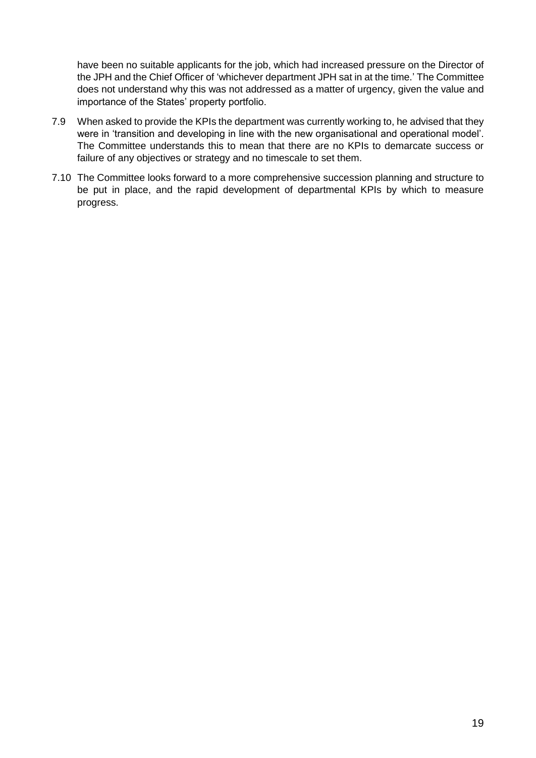have been no suitable applicants for the job, which had increased pressure on the Director of the JPH and the Chief Officer of 'whichever department JPH sat in at the time.' The Committee does not understand why this was not addressed as a matter of urgency, given the value and importance of the States' property portfolio.

7.9 When asked to provide the KPIs the department was currently working to, he advised that they were in 'transition and developing in line with the new organisational and operational model'. The Committee understands this to mean that there are no KPIs to demarcate success or failure of any objectives or strategy and no timescale to set them.

7.10 The Committee looks forward to a more comprehensive succession planning and structure to be put in place, and the rapid development of departmental KPIs by which to measure progress.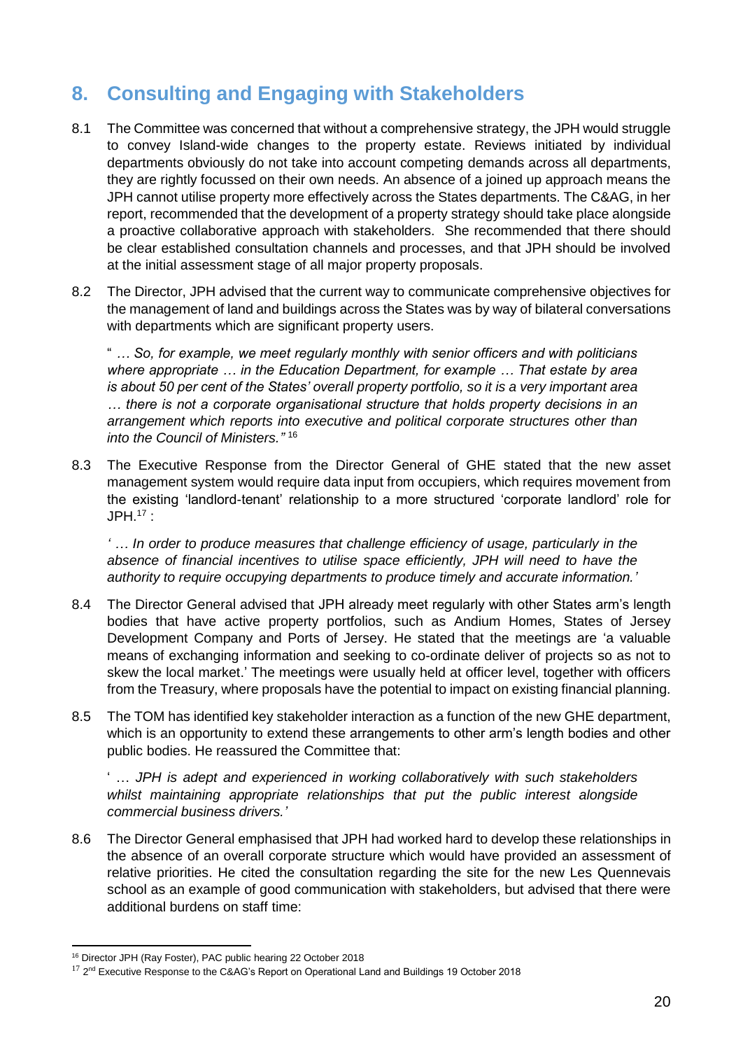## 8. Consulting and Engaging with Stakeholders

8.1 The Committee was concerned that without a comprehensive strategy, the JPH would struggle to convey Island-wide changes to the property estate. Reviews initiated by individual departments obviously do not take into account competing demands across all departments, they are rightly focussed on their own needs. An absence of a joined up approach means the JPH cannot utilise property more effectively across the States departments. The C&AG, in her report, recommended that the development of a property strategy should take place alongside a proactive collaborative approach with stakeholders. She recommended that there should be clear established consultation channels and processes, and that JPH should be involved at the initial assessment stage of all major property proposals.

8.2 The Director, JPH advised that the current way to communicate comprehensive objectives for the management of land and buildings across the States was by way of bilateral conversations with departments which are significant property users.

> " *… So, for example, we meet regularly monthly with senior officers and with politicians where appropriate … in the Education Department, for example … That estate by area is about 50 per cent of the States' overall property portfolio, so it is a very important area … there is not a corporate organisational structure that holds property decisions in an arrangement which reports into executive and political corporate structures other than into the Council of Ministers."* [16]

8.3 The Executive Response from the Director General of GHE stated that the new asset management system would require data input from occupiers, which requires movement from the existing 'landlord-tenant' relationship to a more structured 'corporate landlord' role for JPH.[17] :

> *' … In order to produce measures that challenge efficiency of usage, particularly in the absence of financial incentives to utilise space efficiently, JPH will need to have the authority to require occupying departments to produce timely and accurate information.'*

8.4 The Director General advised that JPH already meet regularly with other States arm's length bodies that have active property portfolios, such as Andium Homes, States of Jersey Development Company and Ports of Jersey. He stated that the meetings are 'a valuable means of exchanging information and seeking to co-ordinate deliver of projects so as not to skew the local market.' The meetings were usually held at officer level, together with officers from the Treasury, where proposals have the potential to impact on existing financial planning.

8.5 The TOM has identified key stakeholder interaction as a function of the new GHE department, which is an opportunity to extend these arrangements to other arm's length bodies and other public bodies. He reassured the Committee that:

> ' *… JPH is adept and experienced in working collaboratively with such stakeholders whilst maintaining appropriate relationships that put the public interest alongside commercial business drivers.'*

8.6 The Director General emphasised that JPH had worked hard to develop these relationships in the absence of an overall corporate structure which would have provided an assessment of relative priorities. He cited the consultation regarding the site for the new Les Quennevais school as an example of good communication with stakeholders, but advised that there were additional burdens on staff time:

---

[16] Director JPH (Ray Foster), PAC public hearing 22 October 2018

[17] 2nd Executive Response to the C&AG's Report on Operational Land and Buildings 19 October 2018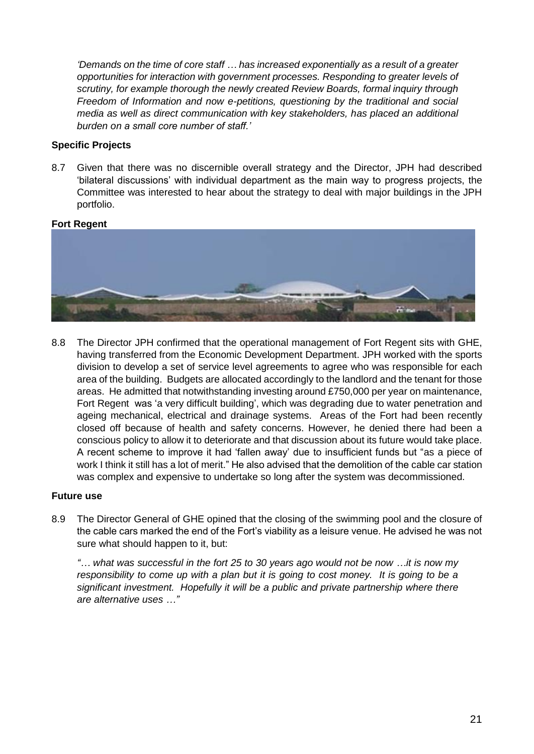*'Demands on the time of core staff … has increased exponentially as a result of a greater opportunities for interaction with government processes. Responding to greater levels of scrutiny, for example thorough the newly created Review Boards, formal inquiry through Freedom of Information and now e-petitions, questioning by the traditional and social media as well as direct communication with key stakeholders, has placed an additional burden on a small core number of staff.'*

**Specific Projects**

8.7 Given that there was no discernible overall strategy and the Director, JPH had described 'bilateral discussions' with individual department as the main way to progress projects, the Committee was interested to hear about the strategy to deal with major buildings in the JPH portfolio.

**Fort Regent**

8.8 The Director JPH confirmed that the operational management of Fort Regent sits with GHE, having transferred from the Economic Development Department. JPH worked with the sports division to develop a set of service level agreements to agree who was responsible for each area of the building. Budgets are allocated accordingly to the landlord and the tenant for those areas. He admitted that notwithstanding investing around £750,000 per year on maintenance, Fort Regent was 'a very difficult building', which was degrading due to water penetration and ageing mechanical, electrical and drainage systems. Areas of the Fort had been recently closed off because of health and safety concerns. However, he denied there had been a conscious policy to allow it to deteriorate and that discussion about its future would take place. A recent scheme to improve it had 'fallen away' due to insufficient funds but "as a piece of work I think it still has a lot of merit." He also advised that the demolition of the cable car station was complex and expensive to undertake so long after the system was decommissioned.

**Future use**

8.9 The Director General of GHE opined that the closing of the swimming pool and the closure of the cable cars marked the end of the Fort's viability as a leisure venue. He advised he was not sure what should happen to it, but:

*"… what was successful in the fort 25 to 30 years ago would not be now …it is now my responsibility to come up with a plan but it is going to cost money. It is going to be a significant investment. Hopefully it will be a public and private partnership where there are alternative uses …"*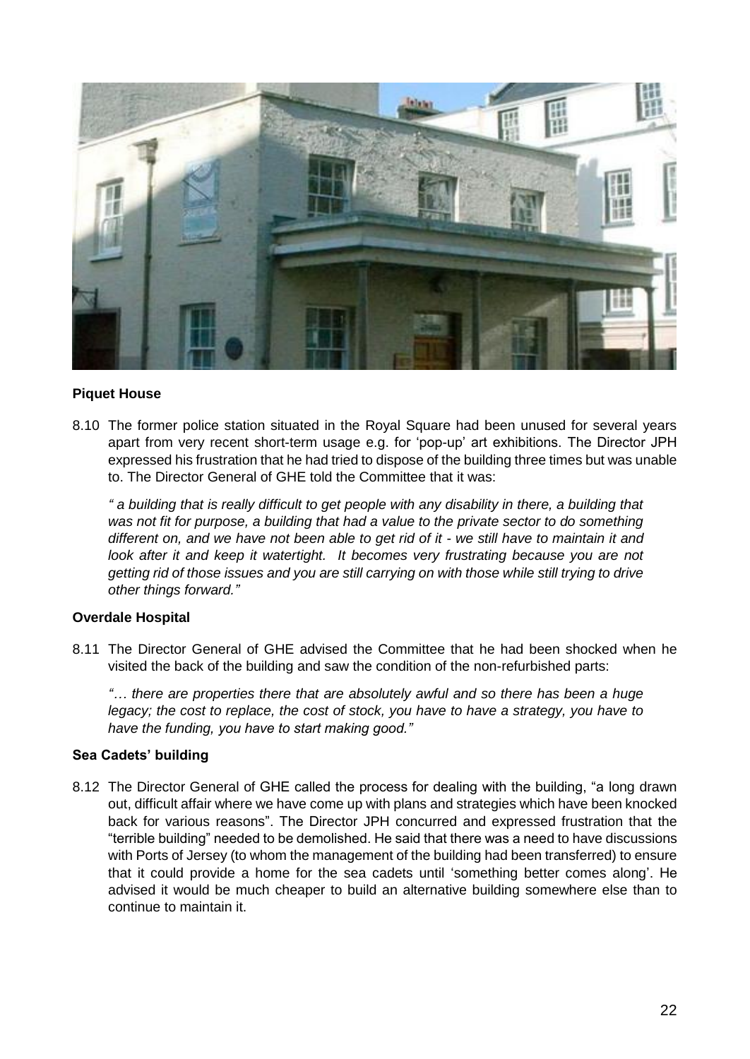**Piquet House**

8.10 The former police station situated in the Royal Square had been unused for several years apart from very recent short-term usage e.g. for 'pop-up' art exhibitions. The Director JPH expressed his frustration that he had tried to dispose of the building three times but was unable to. The Director General of GHE told the Committee that it was:

*" a building that is really difficult to get people with any disability in there, a building that was not fit for purpose, a building that had a value to the private sector to do something different on, and we have not been able to get rid of it - we still have to maintain it and look after it and keep it watertight. It becomes very frustrating because you are not getting rid of those issues and you are still carrying on with those while still trying to drive other things forward."*

**Overdale Hospital**

8.11 The Director General of GHE advised the Committee that he had been shocked when he visited the back of the building and saw the condition of the non-refurbished parts:

*"… there are properties there that are absolutely awful and so there has been a huge legacy; the cost to replace, the cost of stock, you have to have a strategy, you have to have the funding, you have to start making good."*

**Sea Cadets' building**

8.12 The Director General of GHE called the process for dealing with the building, "a long drawn out, difficult affair where we have come up with plans and strategies which have been knocked back for various reasons". The Director JPH concurred and expressed frustration that the "terrible building" needed to be demolished. He said that there was a need to have discussions with Ports of Jersey (to whom the management of the building had been transferred) to ensure that it could provide a home for the sea cadets until 'something better comes along'. He advised it would be much cheaper to build an alternative building somewhere else than to continue to maintain it.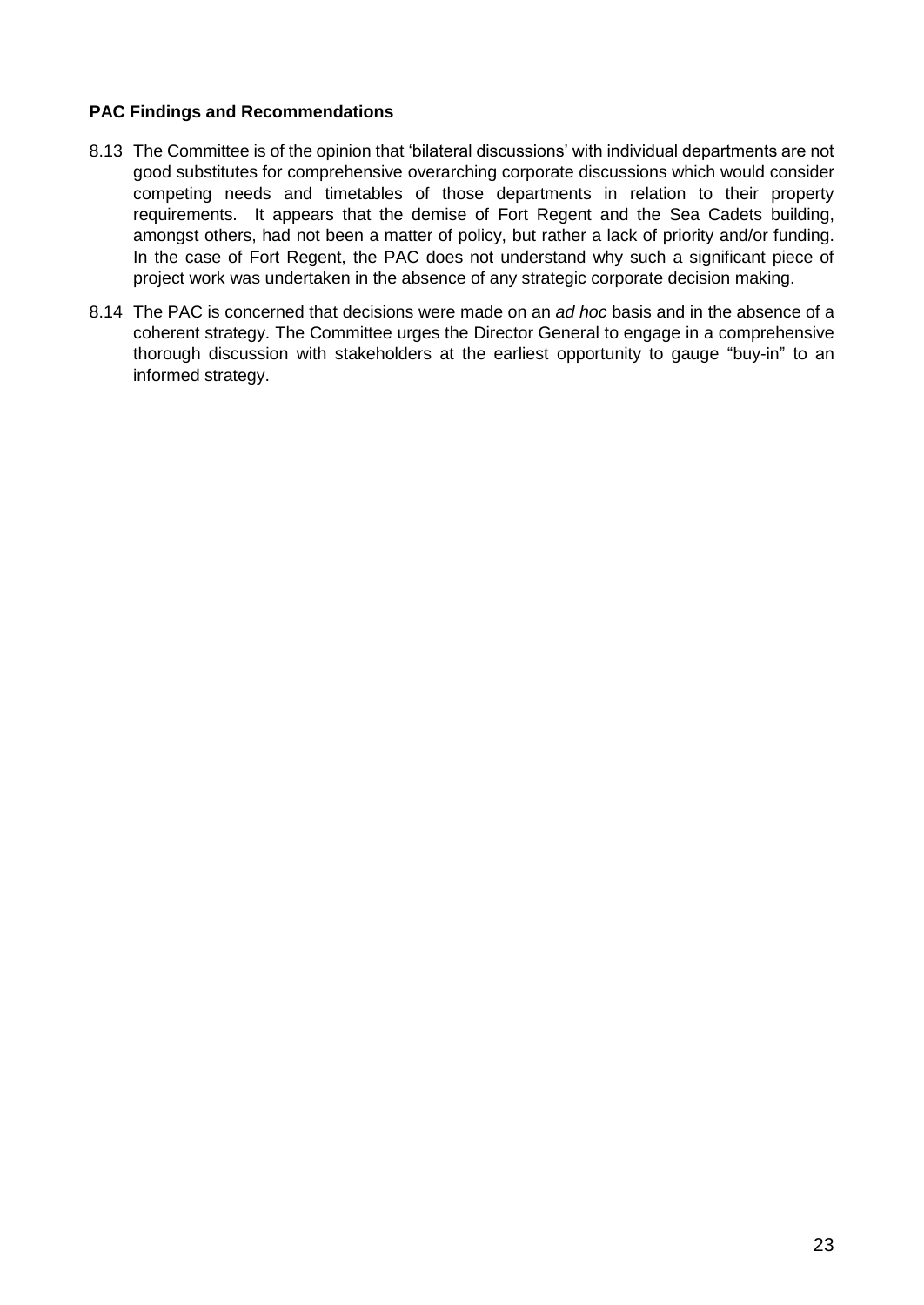**PAC Findings and Recommendations**

8.13 The Committee is of the opinion that 'bilateral discussions' with individual departments are not good substitutes for comprehensive overarching corporate discussions which would consider competing needs and timetables of those departments in relation to their property requirements. It appears that the demise of Fort Regent and the Sea Cadets building, amongst others, had not been a matter of policy, but rather a lack of priority and/or funding. In the case of Fort Regent, the PAC does not understand why such a significant piece of project work was undertaken in the absence of any strategic corporate decision making.

8.14 The PAC is concerned that decisions were made on an *ad hoc* basis and in the absence of a coherent strategy. The Committee urges the Director General to engage in a comprehensive thorough discussion with stakeholders at the earliest opportunity to gauge "buy-in" to an informed strategy.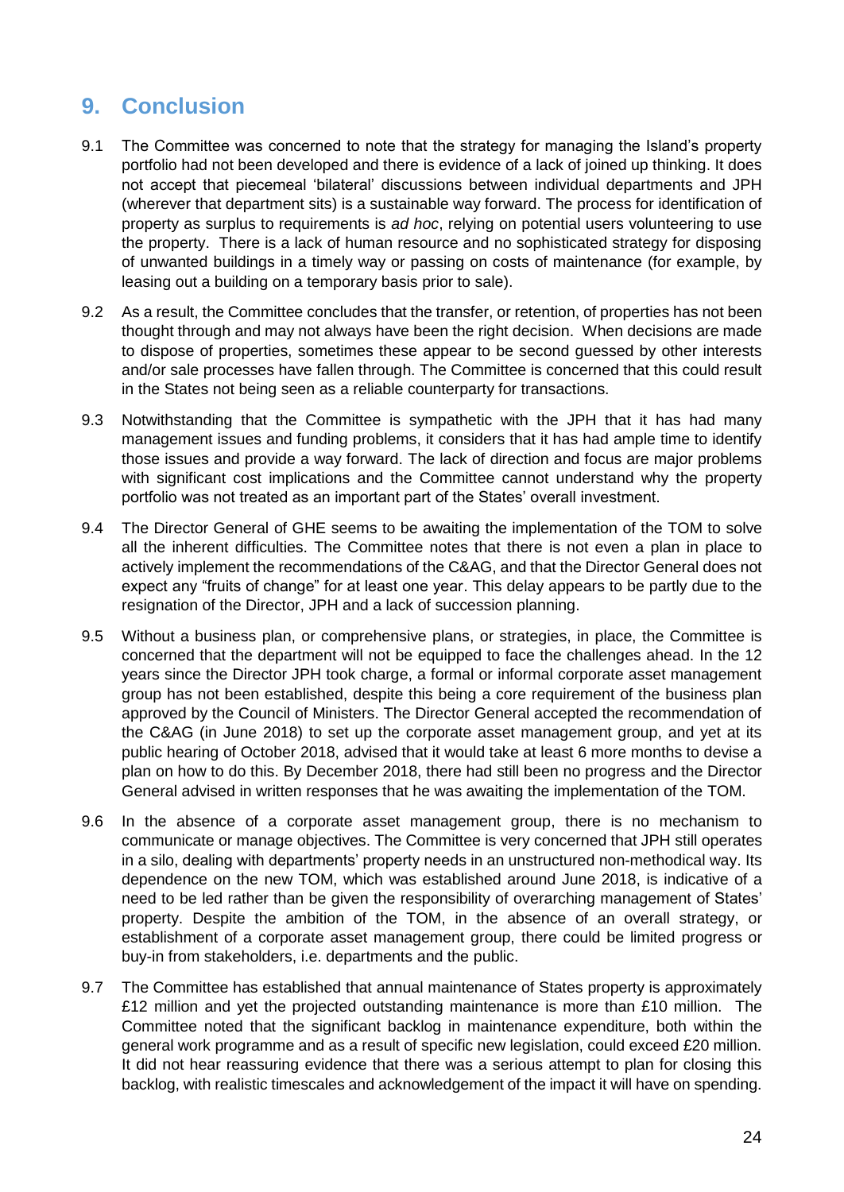## 9. Conclusion

9.1 The Committee was concerned to note that the strategy for managing the Island's property portfolio had not been developed and there is evidence of a lack of joined up thinking. It does not accept that piecemeal 'bilateral' discussions between individual departments and JPH (wherever that department sits) is a sustainable way forward. The process for identification of property as surplus to requirements is *ad hoc*, relying on potential users volunteering to use the property. There is a lack of human resource and no sophisticated strategy for disposing of unwanted buildings in a timely way or passing on costs of maintenance (for example, by leasing out a building on a temporary basis prior to sale).

9.2 As a result, the Committee concludes that the transfer, or retention, of properties has not been thought through and may not always have been the right decision. When decisions are made to dispose of properties, sometimes these appear to be second guessed by other interests and/or sale processes have fallen through. The Committee is concerned that this could result in the States not being seen as a reliable counterparty for transactions.

9.3 Notwithstanding that the Committee is sympathetic with the JPH that it has had many management issues and funding problems, it considers that it has had ample time to identify those issues and provide a way forward. The lack of direction and focus are major problems with significant cost implications and the Committee cannot understand why the property portfolio was not treated as an important part of the States' overall investment.

9.4 The Director General of GHE seems to be awaiting the implementation of the TOM to solve all the inherent difficulties. The Committee notes that there is not even a plan in place to actively implement the recommendations of the C&AG, and that the Director General does not expect any "fruits of change" for at least one year. This delay appears to be partly due to the resignation of the Director, JPH and a lack of succession planning.

9.5 Without a business plan, or comprehensive plans, or strategies, in place, the Committee is concerned that the department will not be equipped to face the challenges ahead. In the 12 years since the Director JPH took charge, a formal or informal corporate asset management group has not been established, despite this being a core requirement of the business plan approved by the Council of Ministers. The Director General accepted the recommendation of the C&AG (in June 2018) to set up the corporate asset management group, and yet at its public hearing of October 2018, advised that it would take at least 6 more months to devise a plan on how to do this. By December 2018, there had still been no progress and the Director General advised in written responses that he was awaiting the implementation of the TOM.

9.6 In the absence of a corporate asset management group, there is no mechanism to communicate or manage objectives. The Committee is very concerned that JPH still operates in a silo, dealing with departments' property needs in an unstructured non-methodical way. Its dependence on the new TOM, which was established around June 2018, is indicative of a need to be led rather than be given the responsibility of overarching management of States' property. Despite the ambition of the TOM, in the absence of an overall strategy, or establishment of a corporate asset management group, there could be limited progress or buy-in from stakeholders, i.e. departments and the public.

9.7 The Committee has established that annual maintenance of States property is approximately £12 million and yet the projected outstanding maintenance is more than £10 million. The Committee noted that the significant backlog in maintenance expenditure, both within the general work programme and as a result of specific new legislation, could exceed £20 million. It did not hear reassuring evidence that there was a serious attempt to plan for closing this backlog, with realistic timescales and acknowledgement of the impact it will have on spending.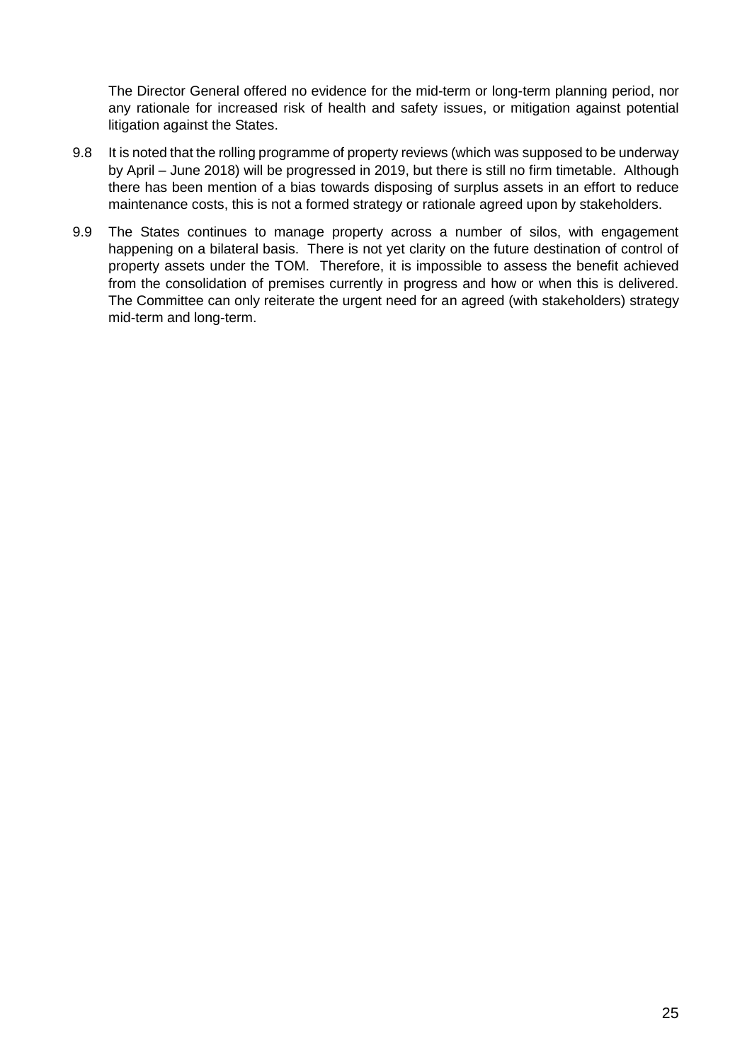The Director General offered no evidence for the mid-term or long-term planning period, nor any rationale for increased risk of health and safety issues, or mitigation against potential litigation against the States.

9.8 It is noted that the rolling programme of property reviews (which was supposed to be underway by April – June 2018) will be progressed in 2019, but there is still no firm timetable. Although there has been mention of a bias towards disposing of surplus assets in an effort to reduce maintenance costs, this is not a formed strategy or rationale agreed upon by stakeholders.

9.9 The States continues to manage property across a number of silos, with engagement happening on a bilateral basis. There is not yet clarity on the future destination of control of property assets under the TOM. Therefore, it is impossible to assess the benefit achieved from the consolidation of premises currently in progress and how or when this is delivered. The Committee can only reiterate the urgent need for an agreed (with stakeholders) strategy mid-term and long-term.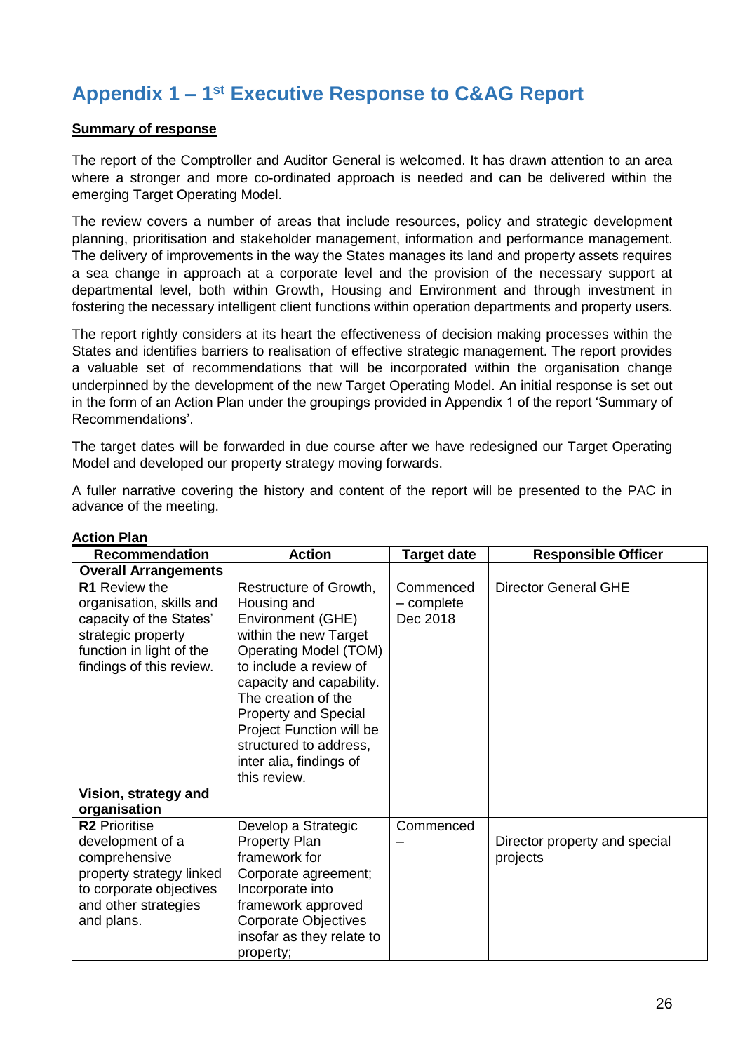# Appendix 1 – 1st Executive Response to C&AG Report

**Summary of response**

The report of the Comptroller and Auditor General is welcomed. It has drawn attention to an area where a stronger and more co-ordinated approach is needed and can be delivered within the emerging Target Operating Model.

The review covers a number of areas that include resources, policy and strategic development planning, prioritisation and stakeholder management, information and performance management. The delivery of improvements in the way the States manages its land and property assets requires a sea change in approach at a corporate level and the provision of the necessary support at departmental level, both within Growth, Housing and Environment and through investment in fostering the necessary intelligent client functions within operation departments and property users.

The report rightly considers at its heart the effectiveness of decision making processes within the States and identifies barriers to realisation of effective strategic management. The report provides a valuable set of recommendations that will be incorporated within the organisation change underpinned by the development of the new Target Operating Model. An initial response is set out in the form of an Action Plan under the groupings provided in Appendix 1 of the report 'Summary of Recommendations'.

The target dates will be forwarded in due course after we have redesigned our Target Operating Model and developed our property strategy moving forwards.

A fuller narrative covering the history and content of the report will be presented to the PAC in advance of the meeting.

**Action Plan**

| Recommendation | Action | Target date | Responsible Officer |
|---|---|---|---|
| **Overall Arrangements** | | | |
| **R1** Review the organisation, skills and capacity of the States' strategic property function in light of the findings of this review. | Restructure of Growth, Housing and Environment (GHE) within the new Target Operating Model (TOM) to include a review of capacity and capability. The creation of the Property and Special Project Function will be structured to address, inter alia, findings of this review. | Commenced – complete Dec 2018 | Director General GHE |
| **Vision, strategy and organisation** | | | |
| **R2** Prioritise development of a comprehensive property strategy linked to corporate objectives and other strategies and plans. | Develop a Strategic Property Plan framework for Corporate agreement; Incorporate into framework approved Corporate Objectives insofar as they relate to property; | Commenced – | Director property and special projects |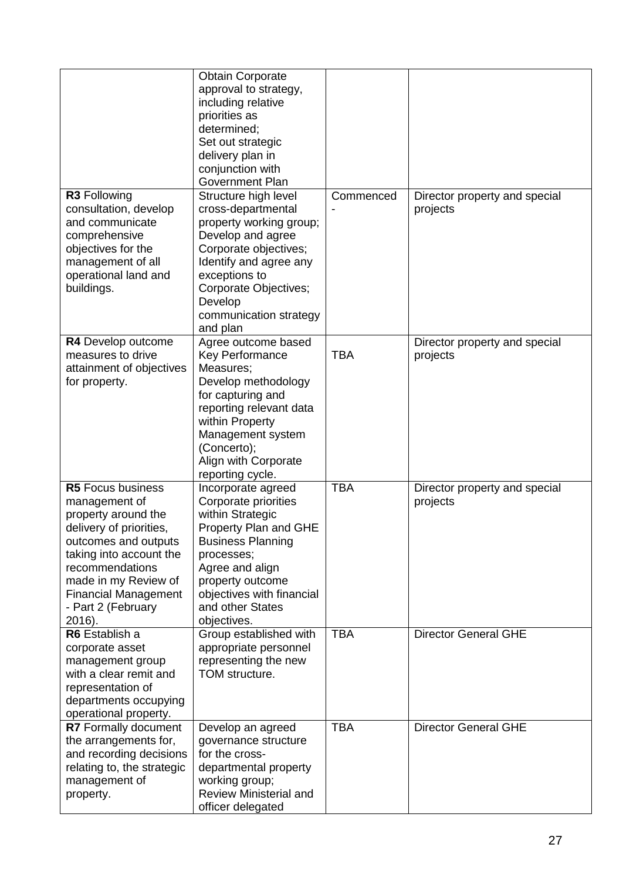| | | | |
|---|---|---|---|
| | Obtain Corporate approval to strategy, including relative priorities as determined;<br>Set out strategic delivery plan in conjunction with Government Plan | | |
| **R3** Following consultation, develop and communicate comprehensive objectives for the management of all operational land and buildings. | Structure high level cross-departmental property working group;<br>Develop and agree Corporate objectives;<br>Identify and agree any exceptions to Corporate Objectives;<br>Develop communication strategy and plan | Commenced - | Director property and special projects |
| **R4** Develop outcome measures to drive attainment of objectives for property. | Agree outcome based Key Performance Measures;<br>Develop methodology for capturing and reporting relevant data within Property Management system (Concerto);<br>Align with Corporate reporting cycle. | TBA | Director property and special projects |
| **R5** Focus business management of property around the delivery of priorities, outcomes and outputs taking into account the recommendations made in my Review of Financial Management - Part 2 (February 2016). | Incorporate agreed Corporate priorities within Strategic Property Plan and GHE Business Planning processes;<br>Agree and align property outcome objectives with financial and other States objectives. | TBA | Director property and special projects |
| **R6** Establish a corporate asset management group with a clear remit and representation of departments occupying operational property. | Group established with appropriate personnel representing the new TOM structure. | TBA | Director General GHE |
| **R7** Formally document the arrangements for, and recording decisions relating to, the strategic management of property. | Develop an agreed governance structure for the cross-departmental property working group;<br>Review Ministerial and officer delegated | TBA | Director General GHE |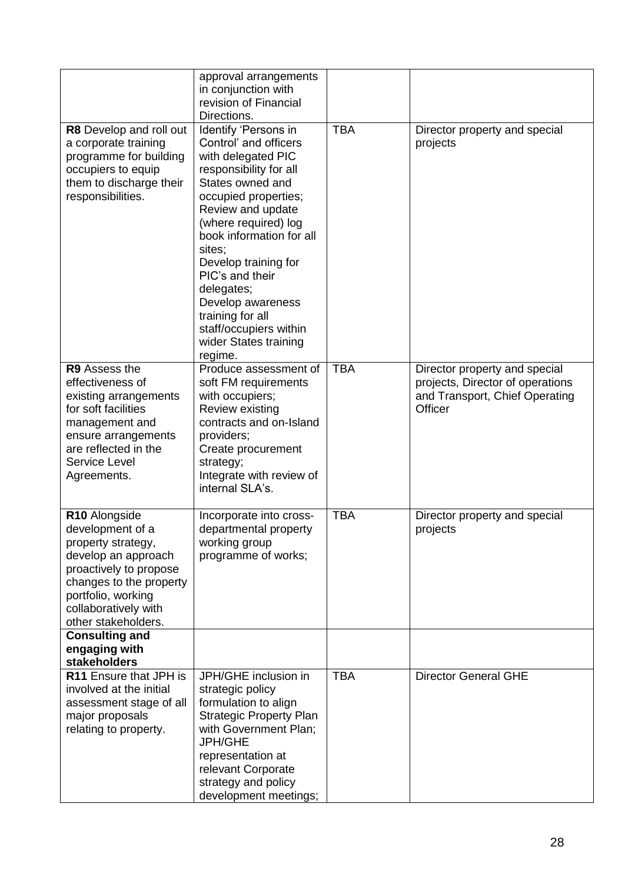| | | | |
|---|---|---|---|
| | approval arrangements in conjunction with revision of Financial Directions. | | |
| **R8** Develop and roll out a corporate training programme for building occupiers to equip them to discharge their responsibilities. | Identify 'Persons in Control' and officers with delegated PIC responsibility for all States owned and occupied properties; Review and update (where required) log book information for all sites; Develop training for PIC's and their delegates; Develop awareness training for all staff/occupiers within wider States training regime. | TBA | Director property and special projects |
| **R9** Assess the effectiveness of existing arrangements for soft facilities management and ensure arrangements are reflected in the Service Level Agreements. | Produce assessment of soft FM requirements with occupiers; Review existing contracts and on-Island providers; Create procurement strategy; Integrate with review of internal SLA's. | TBA | Director property and special projects, Director of operations and Transport, Chief Operating Officer |
| **R10** Alongside development of a property strategy, develop an approach proactively to propose changes to the property portfolio, working collaboratively with other stakeholders. | Incorporate into cross-departmental property working group programme of works; | TBA | Director property and special projects |
| **Consulting and engaging with stakeholders** | | | |
| **R11** Ensure that JPH is involved at the initial assessment stage of all major proposals relating to property. | JPH/GHE inclusion in strategic policy formulation to align Strategic Property Plan with Government Plan; JPH/GHE representation at relevant Corporate strategy and policy development meetings; | TBA | Director General GHE |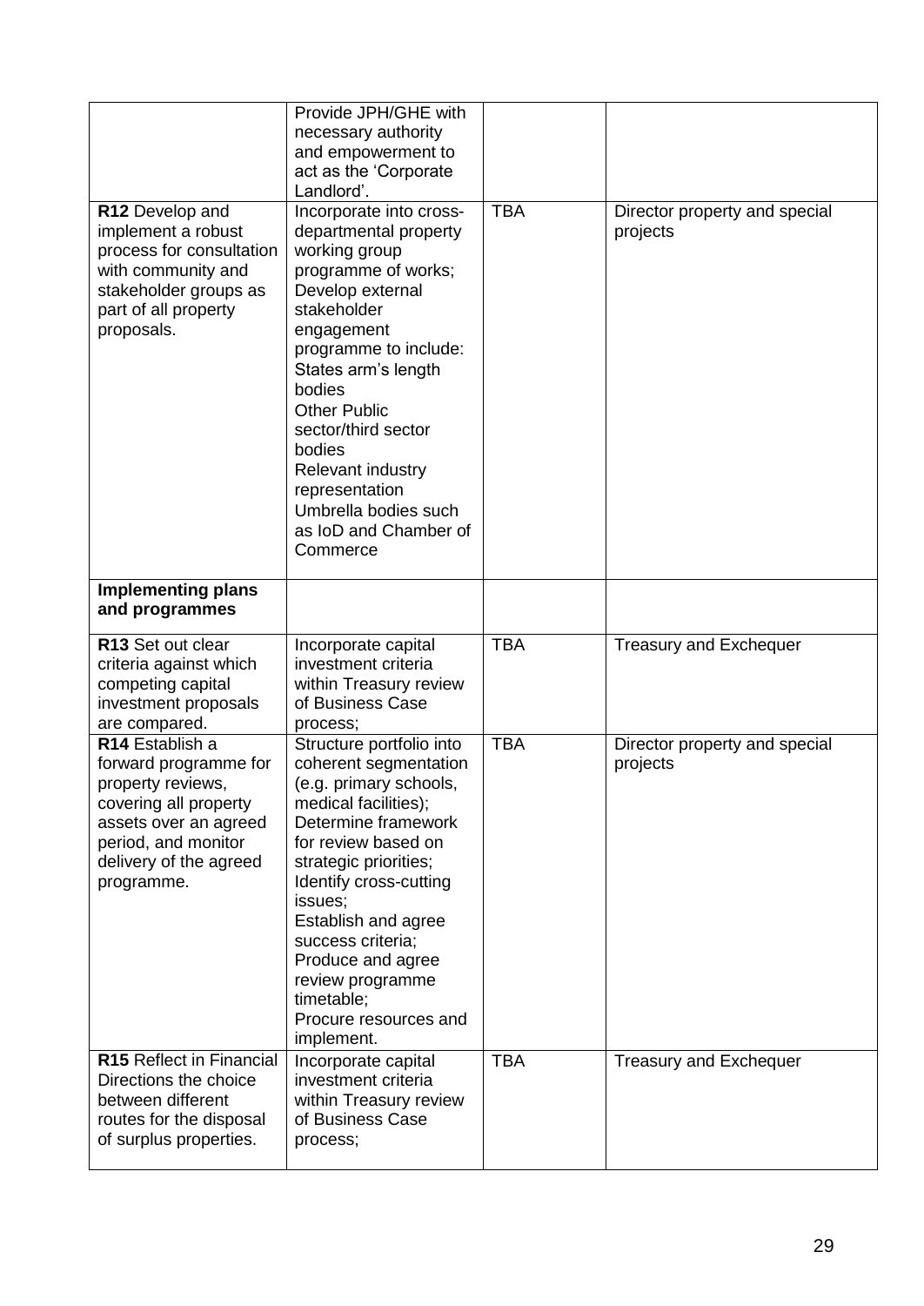| | | | |
|---|---|---|---|
| | Provide JPH/GHE with necessary authority and empowerment to act as the 'Corporate Landlord'. | | |
| **R12** Develop and implement a robust process for consultation with community and stakeholder groups as part of all property proposals. | Incorporate into cross-departmental property working group programme of works;<br>Develop external stakeholder engagement programme to include:<br>States arm's length bodies<br>Other Public sector/third sector bodies<br>Relevant industry representation<br>Umbrella bodies such as IoD and Chamber of Commerce | TBA | Director property and special projects |
| **Implementing plans and programmes** | | | |
| **R13** Set out clear criteria against which competing capital investment proposals are compared. | Incorporate capital investment criteria within Treasury review of Business Case process; | TBA | Treasury and Exchequer |
| **R14** Establish a forward programme for property reviews, covering all property assets over an agreed period, and monitor delivery of the agreed programme. | Structure portfolio into coherent segmentation (e.g. primary schools, medical facilities);<br>Determine framework for review based on strategic priorities;<br>Identify cross-cutting issues;<br>Establish and agree success criteria;<br>Produce and agree review programme timetable;<br>Procure resources and implement. | TBA | Director property and special projects |
| **R15** Reflect in Financial Directions the choice between different routes for the disposal of surplus properties. | Incorporate capital investment criteria within Treasury review of Business Case process; | TBA | Treasury and Exchequer |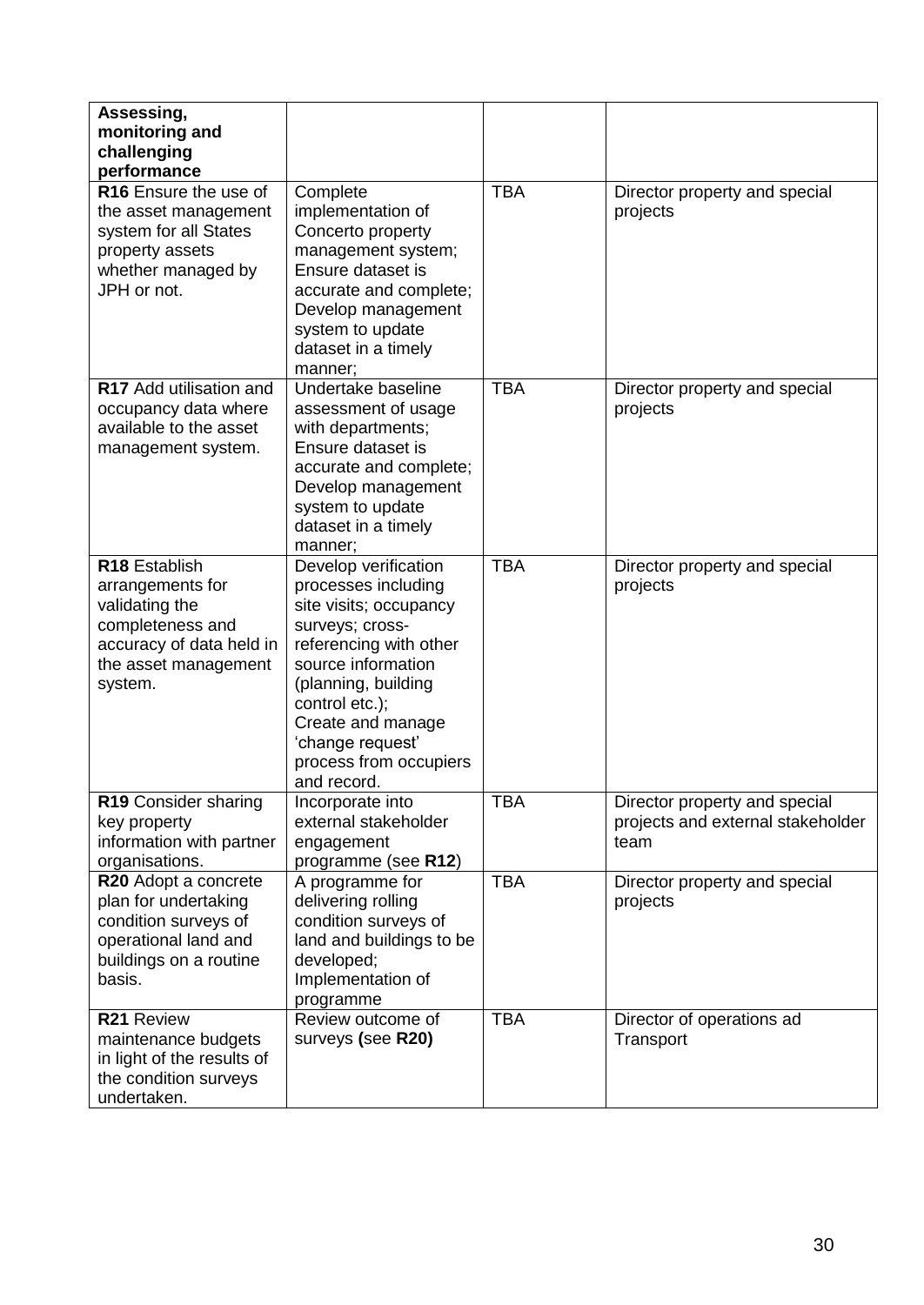| **Assessing, monitoring and challenging performance** | | | |
|---|---|---|---|
| **R16** Ensure the use of the asset management system for all States property assets whether managed by JPH or not. | Complete implementation of Concerto property management system; Ensure dataset is accurate and complete; Develop management system to update dataset in a timely manner; | TBA | Director property and special projects |
| **R17** Add utilisation and occupancy data where available to the asset management system. | Undertake baseline assessment of usage with departments; Ensure dataset is accurate and complete; Develop management system to update dataset in a timely manner; | TBA | Director property and special projects |
| **R18** Establish arrangements for validating the completeness and accuracy of data held in the asset management system. | Develop verification processes including site visits; occupancy surveys; cross-referencing with other source information (planning, building control etc.); Create and manage 'change request' process from occupiers and record. | TBA | Director property and special projects |
| **R19** Consider sharing key property information with partner organisations. | Incorporate into external stakeholder engagement programme (see **R12**) | TBA | Director property and special projects and external stakeholder team |
| **R20** Adopt a concrete plan for undertaking condition surveys of operational land and buildings on a routine basis. | A programme for delivering rolling condition surveys of land and buildings to be developed; Implementation of programme | TBA | Director property and special projects |
| **R21** Review maintenance budgets in light of the results of the condition surveys undertaken. | Review outcome of surveys **(**see **R20)** | TBA | Director of operations ad Transport |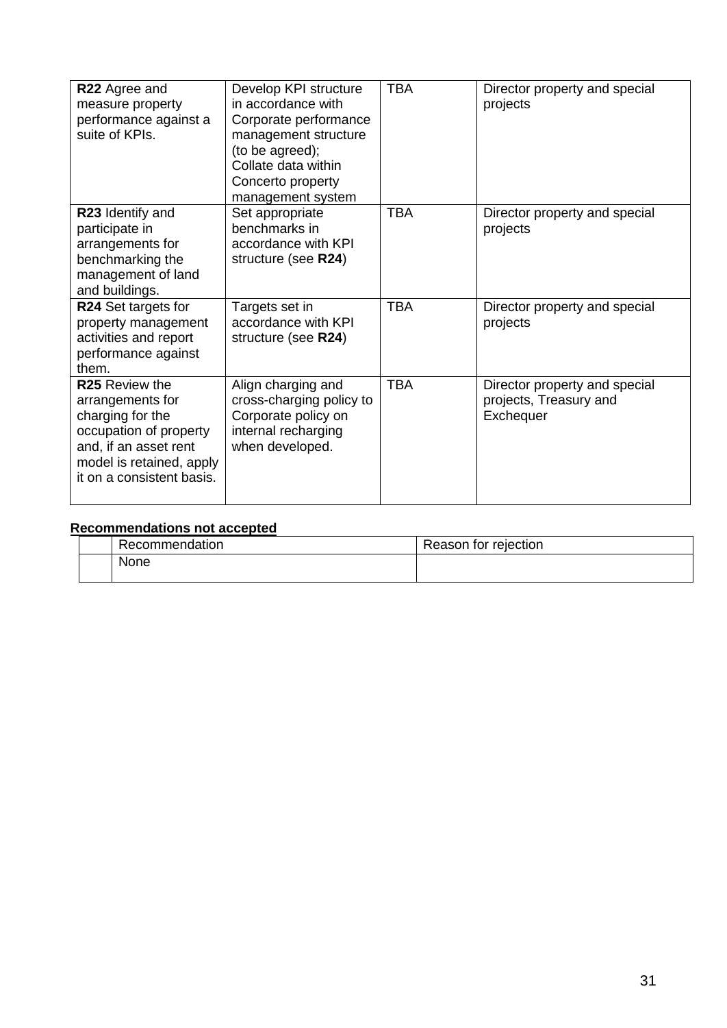| | | | |
|---|---|---|---|
| **R22** Agree and measure property performance against a suite of KPIs. | Develop KPI structure in accordance with Corporate performance management structure (to be agreed); Collate data within Concerto property management system | TBA | Director property and special projects |
| **R23** Identify and participate in arrangements for benchmarking the management of land and buildings. | Set appropriate benchmarks in accordance with KPI structure (see **R24**) | TBA | Director property and special projects |
| **R24** Set targets for property management activities and report performance against them. | Targets set in accordance with KPI structure (see **R24**) | TBA | Director property and special projects |
| **R25** Review the arrangements for charging for the occupation of property and, if an asset rent model is retained, apply it on a consistent basis. | Align charging and cross-charging policy to Corporate policy on internal recharging when developed. | TBA | Director property and special projects, Treasury and Exchequer |

**Recommendations not accepted**

| | Recommendation | Reason for rejection |
|---|---|---|
| | None | |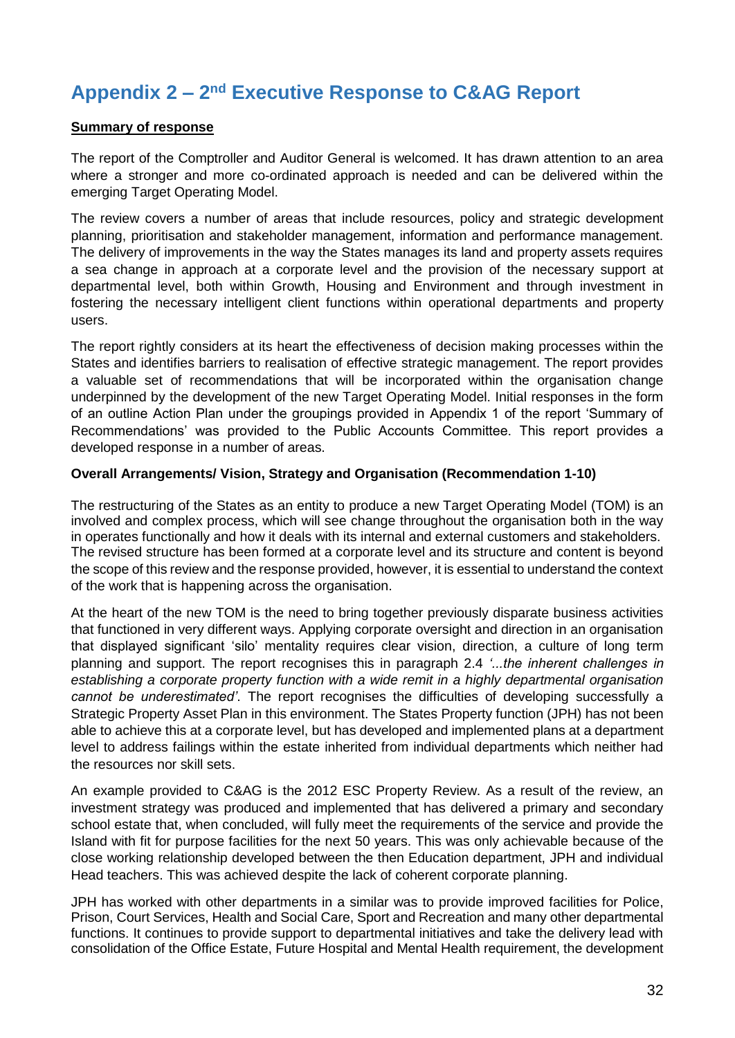# Appendix 2 – 2nd Executive Response to C&AG Report

**Summary of response**

The report of the Comptroller and Auditor General is welcomed. It has drawn attention to an area where a stronger and more co-ordinated approach is needed and can be delivered within the emerging Target Operating Model.

The review covers a number of areas that include resources, policy and strategic development planning, prioritisation and stakeholder management, information and performance management. The delivery of improvements in the way the States manages its land and property assets requires a sea change in approach at a corporate level and the provision of the necessary support at departmental level, both within Growth, Housing and Environment and through investment in fostering the necessary intelligent client functions within operational departments and property users.

The report rightly considers at its heart the effectiveness of decision making processes within the States and identifies barriers to realisation of effective strategic management. The report provides a valuable set of recommendations that will be incorporated within the organisation change underpinned by the development of the new Target Operating Model. Initial responses in the form of an outline Action Plan under the groupings provided in Appendix 1 of the report 'Summary of Recommendations' was provided to the Public Accounts Committee. This report provides a developed response in a number of areas.

**Overall Arrangements/ Vision, Strategy and Organisation (Recommendation 1-10)**

The restructuring of the States as an entity to produce a new Target Operating Model (TOM) is an involved and complex process, which will see change throughout the organisation both in the way in operates functionally and how it deals with its internal and external customers and stakeholders. The revised structure has been formed at a corporate level and its structure and content is beyond the scope of this review and the response provided, however, it is essential to understand the context of the work that is happening across the organisation.

At the heart of the new TOM is the need to bring together previously disparate business activities that functioned in very different ways. Applying corporate oversight and direction in an organisation that displayed significant 'silo' mentality requires clear vision, direction, a culture of long term planning and support. The report recognises this in paragraph 2.4 *'...the inherent challenges in establishing a corporate property function with a wide remit in a highly departmental organisation cannot be underestimated'*. The report recognises the difficulties of developing successfully a Strategic Property Asset Plan in this environment. The States Property function (JPH) has not been able to achieve this at a corporate level, but has developed and implemented plans at a department level to address failings within the estate inherited from individual departments which neither had the resources nor skill sets.

An example provided to C&AG is the 2012 ESC Property Review. As a result of the review, an investment strategy was produced and implemented that has delivered a primary and secondary school estate that, when concluded, will fully meet the requirements of the service and provide the Island with fit for purpose facilities for the next 50 years. This was only achievable because of the close working relationship developed between the then Education department, JPH and individual Head teachers. This was achieved despite the lack of coherent corporate planning.

JPH has worked with other departments in a similar was to provide improved facilities for Police, Prison, Court Services, Health and Social Care, Sport and Recreation and many other departmental functions. It continues to provide support to departmental initiatives and take the delivery lead with consolidation of the Office Estate, Future Hospital and Mental Health requirement, the development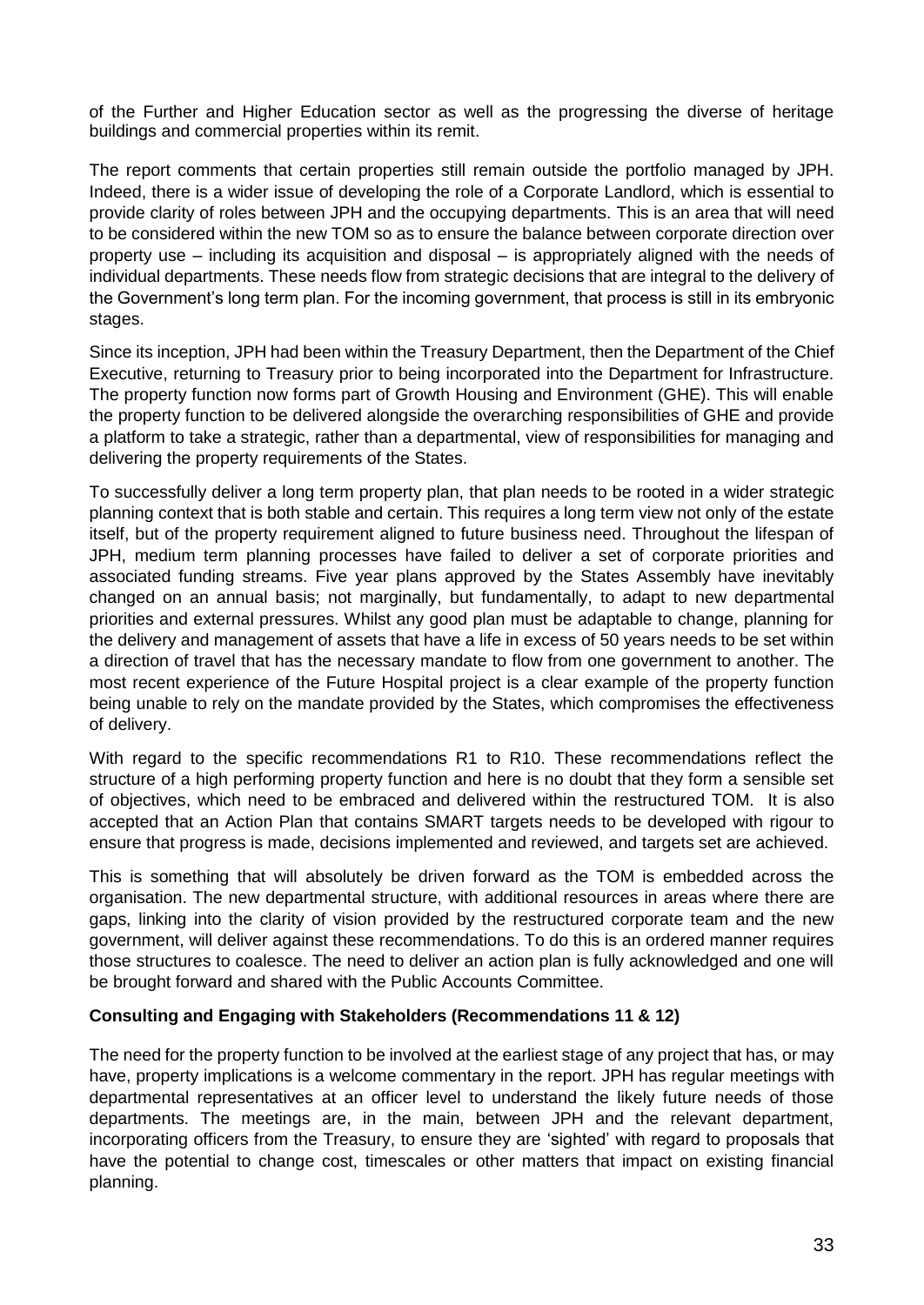of the Further and Higher Education sector as well as the progressing the diverse of heritage buildings and commercial properties within its remit.

The report comments that certain properties still remain outside the portfolio managed by JPH. Indeed, there is a wider issue of developing the role of a Corporate Landlord, which is essential to provide clarity of roles between JPH and the occupying departments. This is an area that will need to be considered within the new TOM so as to ensure the balance between corporate direction over property use – including its acquisition and disposal – is appropriately aligned with the needs of individual departments. These needs flow from strategic decisions that are integral to the delivery of the Government's long term plan. For the incoming government, that process is still in its embryonic stages.

Since its inception, JPH had been within the Treasury Department, then the Department of the Chief Executive, returning to Treasury prior to being incorporated into the Department for Infrastructure. The property function now forms part of Growth Housing and Environment (GHE). This will enable the property function to be delivered alongside the overarching responsibilities of GHE and provide a platform to take a strategic, rather than a departmental, view of responsibilities for managing and delivering the property requirements of the States.

To successfully deliver a long term property plan, that plan needs to be rooted in a wider strategic planning context that is both stable and certain. This requires a long term view not only of the estate itself, but of the property requirement aligned to future business need. Throughout the lifespan of JPH, medium term planning processes have failed to deliver a set of corporate priorities and associated funding streams. Five year plans approved by the States Assembly have inevitably changed on an annual basis; not marginally, but fundamentally, to adapt to new departmental priorities and external pressures. Whilst any good plan must be adaptable to change, planning for the delivery and management of assets that have a life in excess of 50 years needs to be set within a direction of travel that has the necessary mandate to flow from one government to another. The most recent experience of the Future Hospital project is a clear example of the property function being unable to rely on the mandate provided by the States, which compromises the effectiveness of delivery.

With regard to the specific recommendations R1 to R10. These recommendations reflect the structure of a high performing property function and here is no doubt that they form a sensible set of objectives, which need to be embraced and delivered within the restructured TOM. It is also accepted that an Action Plan that contains SMART targets needs to be developed with rigour to ensure that progress is made, decisions implemented and reviewed, and targets set are achieved.

This is something that will absolutely be driven forward as the TOM is embedded across the organisation. The new departmental structure, with additional resources in areas where there are gaps, linking into the clarity of vision provided by the restructured corporate team and the new government, will deliver against these recommendations. To do this is an ordered manner requires those structures to coalesce. The need to deliver an action plan is fully acknowledged and one will be brought forward and shared with the Public Accounts Committee.

**Consulting and Engaging with Stakeholders (Recommendations 11 & 12)**

The need for the property function to be involved at the earliest stage of any project that has, or may have, property implications is a welcome commentary in the report. JPH has regular meetings with departmental representatives at an officer level to understand the likely future needs of those departments. The meetings are, in the main, between JPH and the relevant department, incorporating officers from the Treasury, to ensure they are 'sighted' with regard to proposals that have the potential to change cost, timescales or other matters that impact on existing financial planning.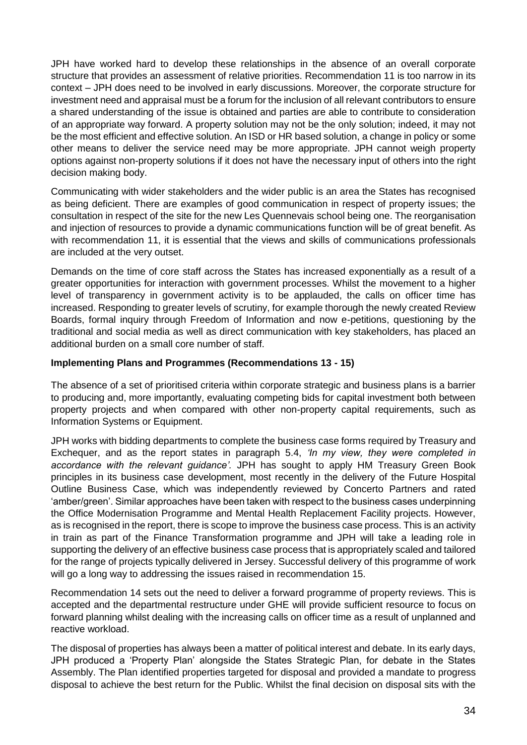JPH have worked hard to develop these relationships in the absence of an overall corporate structure that provides an assessment of relative priorities. Recommendation 11 is too narrow in its context – JPH does need to be involved in early discussions. Moreover, the corporate structure for investment need and appraisal must be a forum for the inclusion of all relevant contributors to ensure a shared understanding of the issue is obtained and parties are able to contribute to consideration of an appropriate way forward. A property solution may not be the only solution; indeed, it may not be the most efficient and effective solution. An ISD or HR based solution, a change in policy or some other means to deliver the service need may be more appropriate. JPH cannot weigh property options against non-property solutions if it does not have the necessary input of others into the right decision making body.

Communicating with wider stakeholders and the wider public is an area the States has recognised as being deficient. There are examples of good communication in respect of property issues; the consultation in respect of the site for the new Les Quennevais school being one. The reorganisation and injection of resources to provide a dynamic communications function will be of great benefit. As with recommendation 11, it is essential that the views and skills of communications professionals are included at the very outset.

Demands on the time of core staff across the States has increased exponentially as a result of a greater opportunities for interaction with government processes. Whilst the movement to a higher level of transparency in government activity is to be applauded, the calls on officer time has increased. Responding to greater levels of scrutiny, for example thorough the newly created Review Boards, formal inquiry through Freedom of Information and now e-petitions, questioning by the traditional and social media as well as direct communication with key stakeholders, has placed an additional burden on a small core number of staff.

**Implementing Plans and Programmes (Recommendations 13 - 15)**

The absence of a set of prioritised criteria within corporate strategic and business plans is a barrier to producing and, more importantly, evaluating competing bids for capital investment both between property projects and when compared with other non-property capital requirements, such as Information Systems or Equipment.

JPH works with bidding departments to complete the business case forms required by Treasury and Exchequer, and as the report states in paragraph 5.4, *'In my view, they were completed in accordance with the relevant guidance'.* JPH has sought to apply HM Treasury Green Book principles in its business case development, most recently in the delivery of the Future Hospital Outline Business Case, which was independently reviewed by Concerto Partners and rated 'amber/green'. Similar approaches have been taken with respect to the business cases underpinning the Office Modernisation Programme and Mental Health Replacement Facility projects. However, as is recognised in the report, there is scope to improve the business case process. This is an activity in train as part of the Finance Transformation programme and JPH will take a leading role in supporting the delivery of an effective business case process that is appropriately scaled and tailored for the range of projects typically delivered in Jersey. Successful delivery of this programme of work will go a long way to addressing the issues raised in recommendation 15.

Recommendation 14 sets out the need to deliver a forward programme of property reviews. This is accepted and the departmental restructure under GHE will provide sufficient resource to focus on forward planning whilst dealing with the increasing calls on officer time as a result of unplanned and reactive workload.

The disposal of properties has always been a matter of political interest and debate. In its early days, JPH produced a 'Property Plan' alongside the States Strategic Plan, for debate in the States Assembly. The Plan identified properties targeted for disposal and provided a mandate to progress disposal to achieve the best return for the Public. Whilst the final decision on disposal sits with the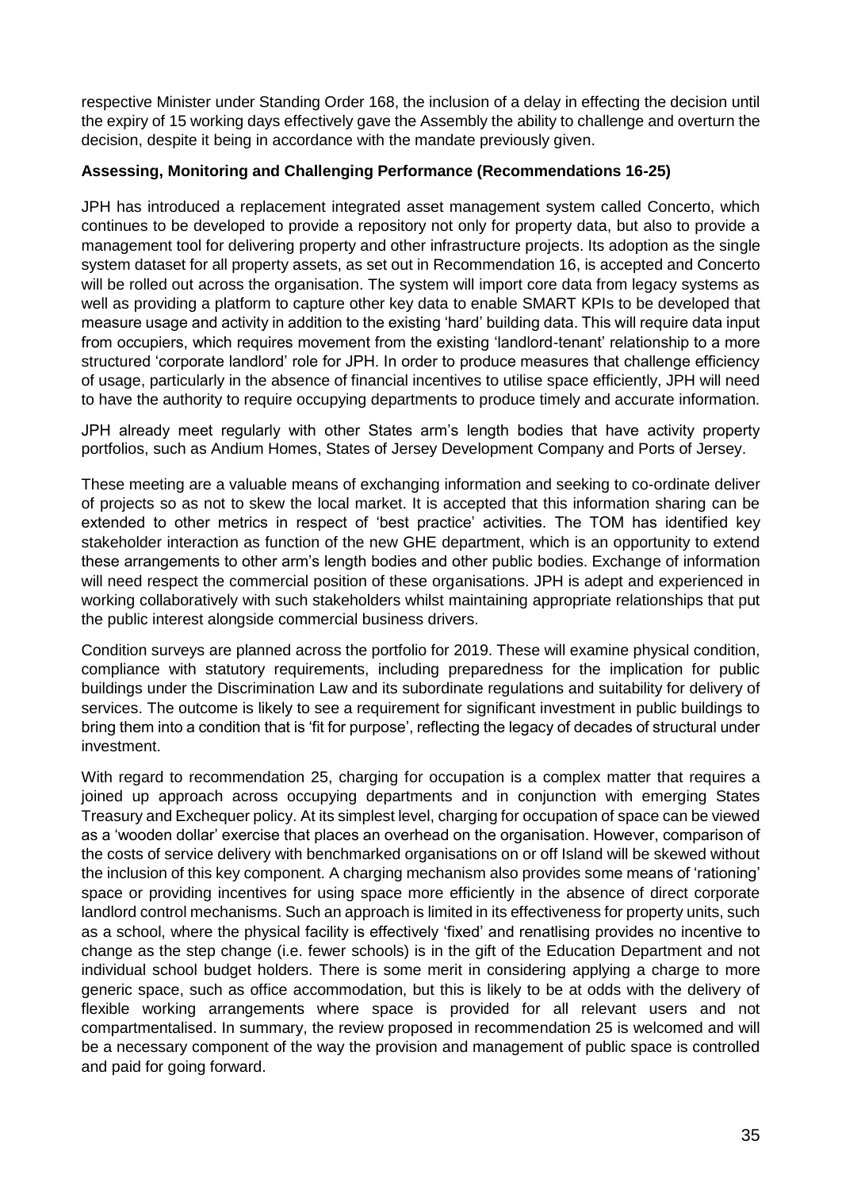respective Minister under Standing Order 168, the inclusion of a delay in effecting the decision until the expiry of 15 working days effectively gave the Assembly the ability to challenge and overturn the decision, despite it being in accordance with the mandate previously given.

**Assessing, Monitoring and Challenging Performance (Recommendations 16-25)**

JPH has introduced a replacement integrated asset management system called Concerto, which continues to be developed to provide a repository not only for property data, but also to provide a management tool for delivering property and other infrastructure projects. Its adoption as the single system dataset for all property assets, as set out in Recommendation 16, is accepted and Concerto will be rolled out across the organisation. The system will import core data from legacy systems as well as providing a platform to capture other key data to enable SMART KPIs to be developed that measure usage and activity in addition to the existing 'hard' building data. This will require data input from occupiers, which requires movement from the existing 'landlord-tenant' relationship to a more structured 'corporate landlord' role for JPH. In order to produce measures that challenge efficiency of usage, particularly in the absence of financial incentives to utilise space efficiently, JPH will need to have the authority to require occupying departments to produce timely and accurate information.

JPH already meet regularly with other States arm's length bodies that have activity property portfolios, such as Andium Homes, States of Jersey Development Company and Ports of Jersey.

These meeting are a valuable means of exchanging information and seeking to co-ordinate deliver of projects so as not to skew the local market. It is accepted that this information sharing can be extended to other metrics in respect of 'best practice' activities. The TOM has identified key stakeholder interaction as function of the new GHE department, which is an opportunity to extend these arrangements to other arm's length bodies and other public bodies. Exchange of information will need respect the commercial position of these organisations. JPH is adept and experienced in working collaboratively with such stakeholders whilst maintaining appropriate relationships that put the public interest alongside commercial business drivers.

Condition surveys are planned across the portfolio for 2019. These will examine physical condition, compliance with statutory requirements, including preparedness for the implication for public buildings under the Discrimination Law and its subordinate regulations and suitability for delivery of services. The outcome is likely to see a requirement for significant investment in public buildings to bring them into a condition that is 'fit for purpose', reflecting the legacy of decades of structural under investment.

With regard to recommendation 25, charging for occupation is a complex matter that requires a joined up approach across occupying departments and in conjunction with emerging States Treasury and Exchequer policy. At its simplest level, charging for occupation of space can be viewed as a 'wooden dollar' exercise that places an overhead on the organisation. However, comparison of the costs of service delivery with benchmarked organisations on or off Island will be skewed without the inclusion of this key component. A charging mechanism also provides some means of 'rationing' space or providing incentives for using space more efficiently in the absence of direct corporate landlord control mechanisms. Such an approach is limited in its effectiveness for property units, such as a school, where the physical facility is effectively 'fixed' and renatlising provides no incentive to change as the step change (i.e. fewer schools) is in the gift of the Education Department and not individual school budget holders. There is some merit in considering applying a charge to more generic space, such as office accommodation, but this is likely to be at odds with the delivery of flexible working arrangements where space is provided for all relevant users and not compartmentalised. In summary, the review proposed in recommendation 25 is welcomed and will be a necessary component of the way the provision and management of public space is controlled and paid for going forward.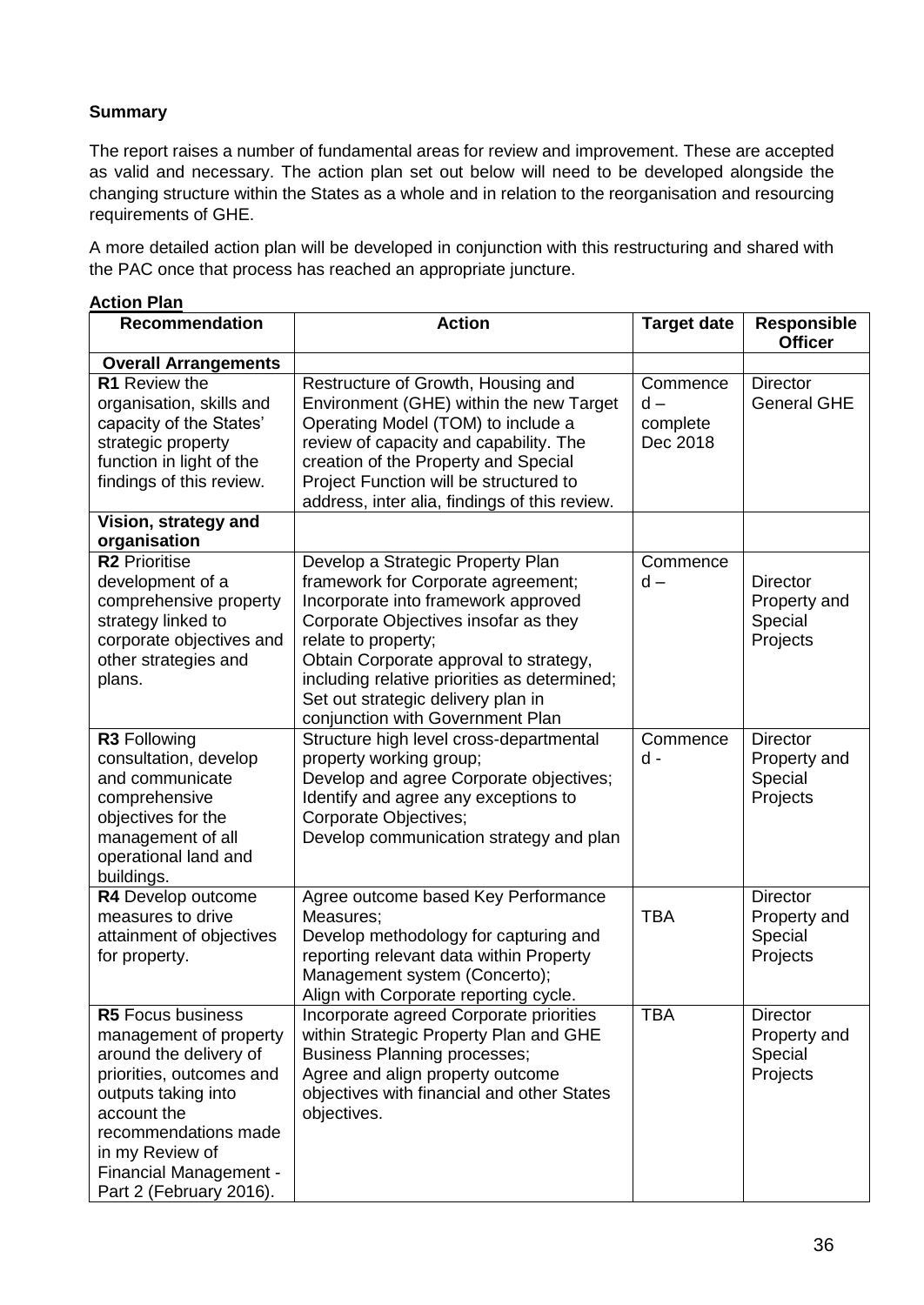**Summary**

The report raises a number of fundamental areas for review and improvement. These are accepted as valid and necessary. The action plan set out below will need to be developed alongside the changing structure within the States as a whole and in relation to the reorganisation and resourcing requirements of GHE.

A more detailed action plan will be developed in conjunction with this restructuring and shared with the PAC once that process has reached an appropriate juncture.

**Action Plan**

| Recommendation | Action | Target date | Responsible Officer |
|---|---|---|---|
| **Overall Arrangements** | | | |
| **R1** Review the organisation, skills and capacity of the States' strategic property function in light of the findings of this review. | Restructure of Growth, Housing and Environment (GHE) within the new Target Operating Model (TOM) to include a review of capacity and capability. The creation of the Property and Special Project Function will be structured to address, inter alia, findings of this review. | Commenced – complete Dec 2018 | Director General GHE |
| **Vision, strategy and organisation** | | | |
| **R2** Prioritise development of a comprehensive property strategy linked to corporate objectives and other strategies and plans. | Develop a Strategic Property Plan framework for Corporate agreement; Incorporate into framework approved Corporate Objectives insofar as they relate to property; Obtain Corporate approval to strategy, including relative priorities as determined; Set out strategic delivery plan in conjunction with Government Plan | Commenced – | Director Property and Special Projects |
| **R3** Following consultation, develop and communicate comprehensive objectives for the management of all operational land and buildings. | Structure high level cross-departmental property working group; Develop and agree Corporate objectives; Identify and agree any exceptions to Corporate Objectives; Develop communication strategy and plan | Commenced - | Director Property and Special Projects |
| **R4** Develop outcome measures to drive attainment of objectives for property. | Agree outcome based Key Performance Measures; Develop methodology for capturing and reporting relevant data within Property Management system (Concerto); Align with Corporate reporting cycle. | TBA | Director Property and Special Projects |
| **R5** Focus business management of property around the delivery of priorities, outcomes and outputs taking into account the recommendations made in my Review of Financial Management - Part 2 (February 2016). | Incorporate agreed Corporate priorities within Strategic Property Plan and GHE Business Planning processes; Agree and align property outcome objectives with financial and other States objectives. | TBA | Director Property and Special Projects |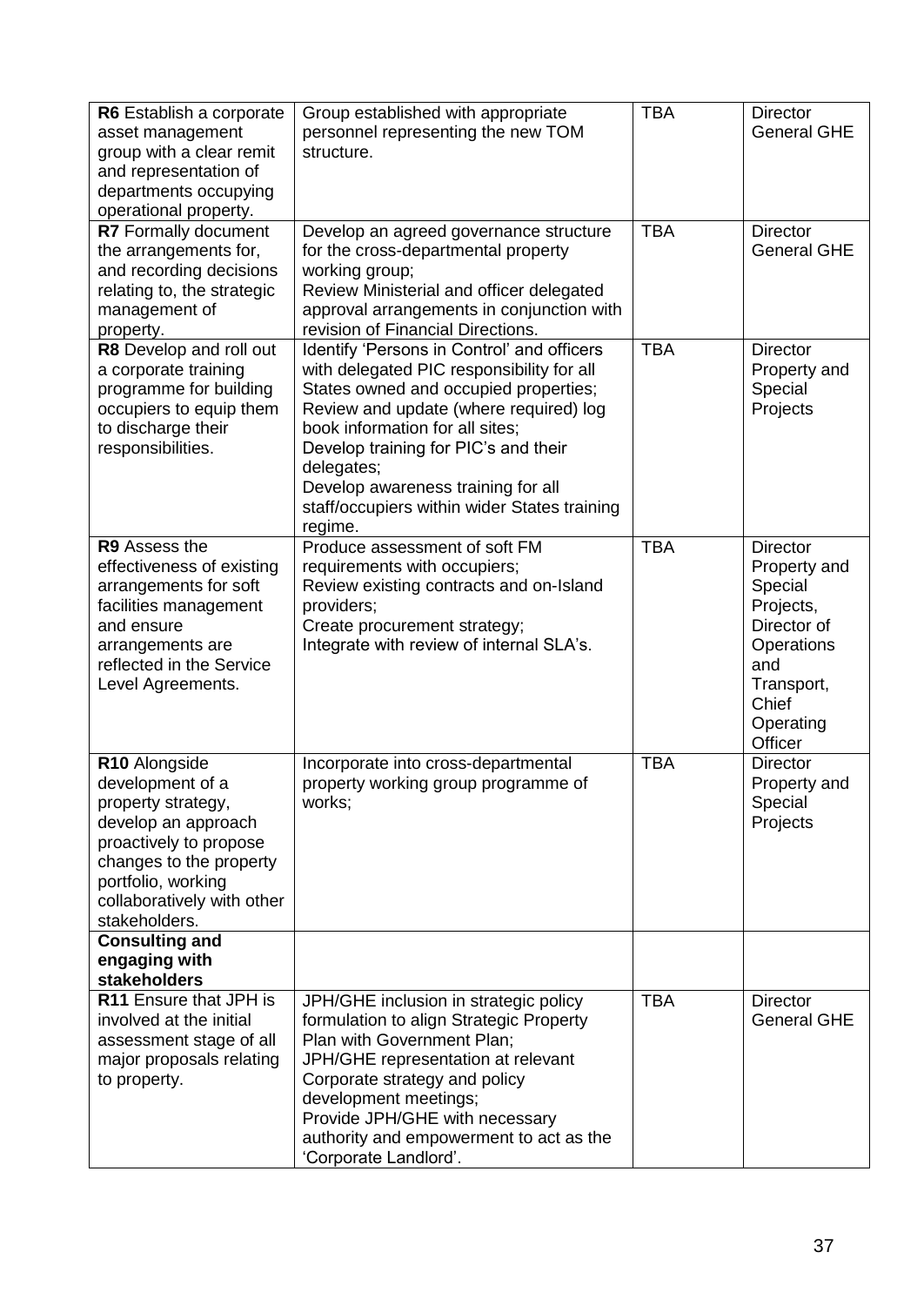| | | | |
|---|---|---|---|
| **R6** Establish a corporate asset management group with a clear remit and representation of departments occupying operational property. | Group established with appropriate personnel representing the new TOM structure. | TBA | Director General GHE |
| **R7** Formally document the arrangements for, and recording decisions relating to, the strategic management of property. | Develop an agreed governance structure for the cross-departmental property working group;<br>Review Ministerial and officer delegated approval arrangements in conjunction with revision of Financial Directions. | TBA | Director General GHE |
| **R8** Develop and roll out a corporate training programme for building occupiers to equip them to discharge their responsibilities. | Identify 'Persons in Control' and officers with delegated PIC responsibility for all States owned and occupied properties;<br>Review and update (where required) log book information for all sites;<br>Develop training for PIC's and their delegates;<br>Develop awareness training for all staff/occupiers within wider States training regime. | TBA | Director Property and Special Projects |
| **R9** Assess the effectiveness of existing arrangements for soft facilities management and ensure arrangements are reflected in the Service Level Agreements. | Produce assessment of soft FM requirements with occupiers;<br>Review existing contracts and on-Island providers;<br>Create procurement strategy;<br>Integrate with review of internal SLA's. | TBA | Director Property and Special Projects, Director of Operations and Transport, Chief Operating Officer |
| **R10** Alongside development of a property strategy, develop an approach proactively to propose changes to the property portfolio, working collaboratively with other stakeholders. | Incorporate into cross-departmental property working group programme of works; | TBA | Director Property and Special Projects |
| **Consulting and engaging with stakeholders** | | | |
| **R11** Ensure that JPH is involved at the initial assessment stage of all major proposals relating to property. | JPH/GHE inclusion in strategic policy formulation to align Strategic Property Plan with Government Plan;<br>JPH/GHE representation at relevant Corporate strategy and policy development meetings;<br>Provide JPH/GHE with necessary authority and empowerment to act as the 'Corporate Landlord'. | TBA | Director General GHE |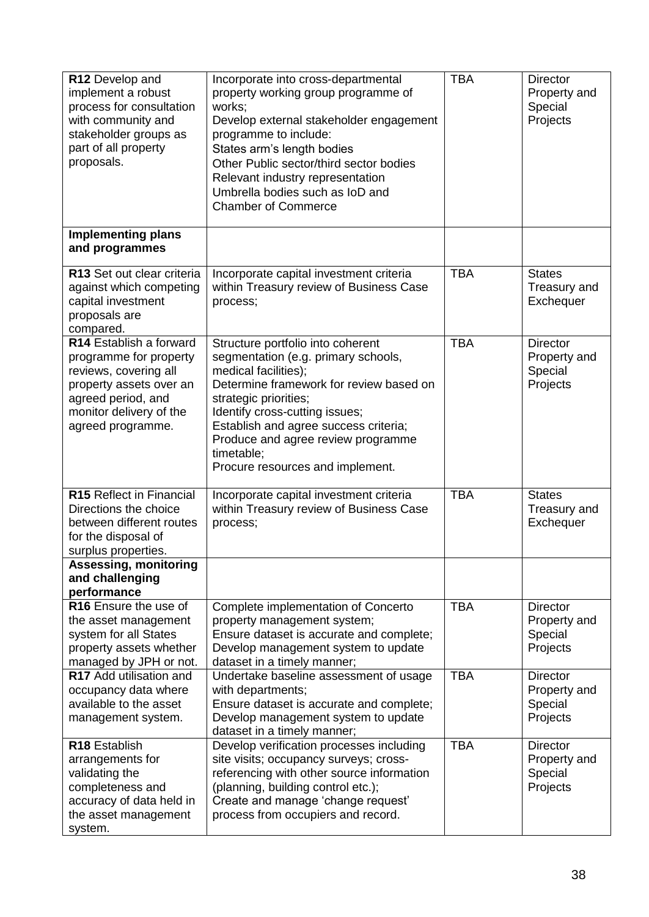| | | | |
|---|---|---|---|
| **R12** Develop and implement a robust process for consultation with community and stakeholder groups as part of all property proposals. | Incorporate into cross-departmental property working group programme of works;<br>Develop external stakeholder engagement programme to include:<br>States arm's length bodies<br>Other Public sector/third sector bodies<br>Relevant industry representation<br>Umbrella bodies such as IoD and Chamber of Commerce | TBA | Director Property and Special Projects |
| **Implementing plans and programmes** | | | |
| **R13** Set out clear criteria against which competing capital investment proposals are compared. | Incorporate capital investment criteria within Treasury review of Business Case process; | TBA | States Treasury and Exchequer |
| **R14** Establish a forward programme for property reviews, covering all property assets over an agreed period, and monitor delivery of the agreed programme. | Structure portfolio into coherent segmentation (e.g. primary schools, medical facilities);<br>Determine framework for review based on strategic priorities;<br>Identify cross-cutting issues;<br>Establish and agree success criteria;<br>Produce and agree review programme timetable;<br>Procure resources and implement. | TBA | Director Property and Special Projects |
| **R15** Reflect in Financial Directions the choice between different routes for the disposal of surplus properties. | Incorporate capital investment criteria within Treasury review of Business Case process; | TBA | States Treasury and Exchequer |
| **Assessing, monitoring and challenging performance** | | | |
| **R16** Ensure the use of the asset management system for all States property assets whether managed by JPH or not. | Complete implementation of Concerto property management system;<br>Ensure dataset is accurate and complete;<br>Develop management system to update dataset in a timely manner; | TBA | Director Property and Special Projects |
| **R17** Add utilisation and occupancy data where available to the asset management system. | Undertake baseline assessment of usage with departments;<br>Ensure dataset is accurate and complete;<br>Develop management system to update dataset in a timely manner; | TBA | Director Property and Special Projects |
| **R18** Establish arrangements for validating the completeness and accuracy of data held in the asset management system. | Develop verification processes including site visits; occupancy surveys; cross-referencing with other source information (planning, building control etc.);<br>Create and manage 'change request' process from occupiers and record. | TBA | Director Property and Special Projects |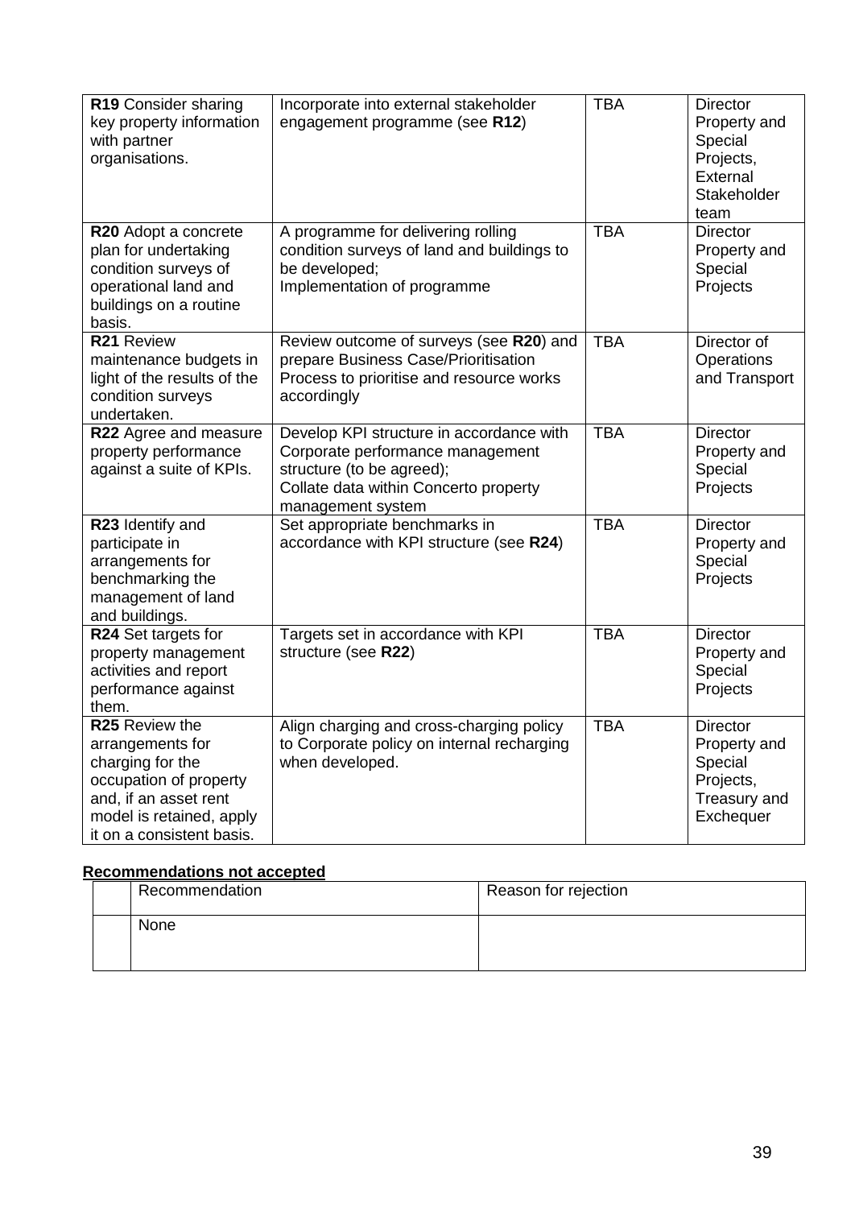| | | | |
|---|---|---|---|
| **R19** Consider sharing key property information with partner organisations. | Incorporate into external stakeholder engagement programme (see **R12**) | TBA | Director Property and Special Projects, External Stakeholder team |
| **R20** Adopt a concrete plan for undertaking condition surveys of operational land and buildings on a routine basis. | A programme for delivering rolling condition surveys of land and buildings to be developed;<br>Implementation of programme | TBA | Director Property and Special Projects |
| **R21** Review maintenance budgets in light of the results of the condition surveys undertaken. | Review outcome of surveys (see **R20**) and prepare Business Case/Prioritisation Process to prioritise and resource works accordingly | TBA | Director of Operations and Transport |
| **R22** Agree and measure property performance against a suite of KPIs. | Develop KPI structure in accordance with Corporate performance management structure (to be agreed);<br>Collate data within Concerto property management system | TBA | Director Property and Special Projects |
| **R23** Identify and participate in arrangements for benchmarking the management of land and buildings. | Set appropriate benchmarks in accordance with KPI structure (see **R24**) | TBA | Director Property and Special Projects |
| **R24** Set targets for property management activities and report performance against them. | Targets set in accordance with KPI structure (see **R22**) | TBA | Director Property and Special Projects |
| **R25** Review the arrangements for charging for the occupation of property and, if an asset rent model is retained, apply it on a consistent basis. | Align charging and cross-charging policy to Corporate policy on internal recharging when developed. | TBA | Director Property and Special Projects, Treasury and Exchequer |

**Recommendations not accepted**

| | Recommendation | Reason for rejection |
|---|---|---|
| | None | |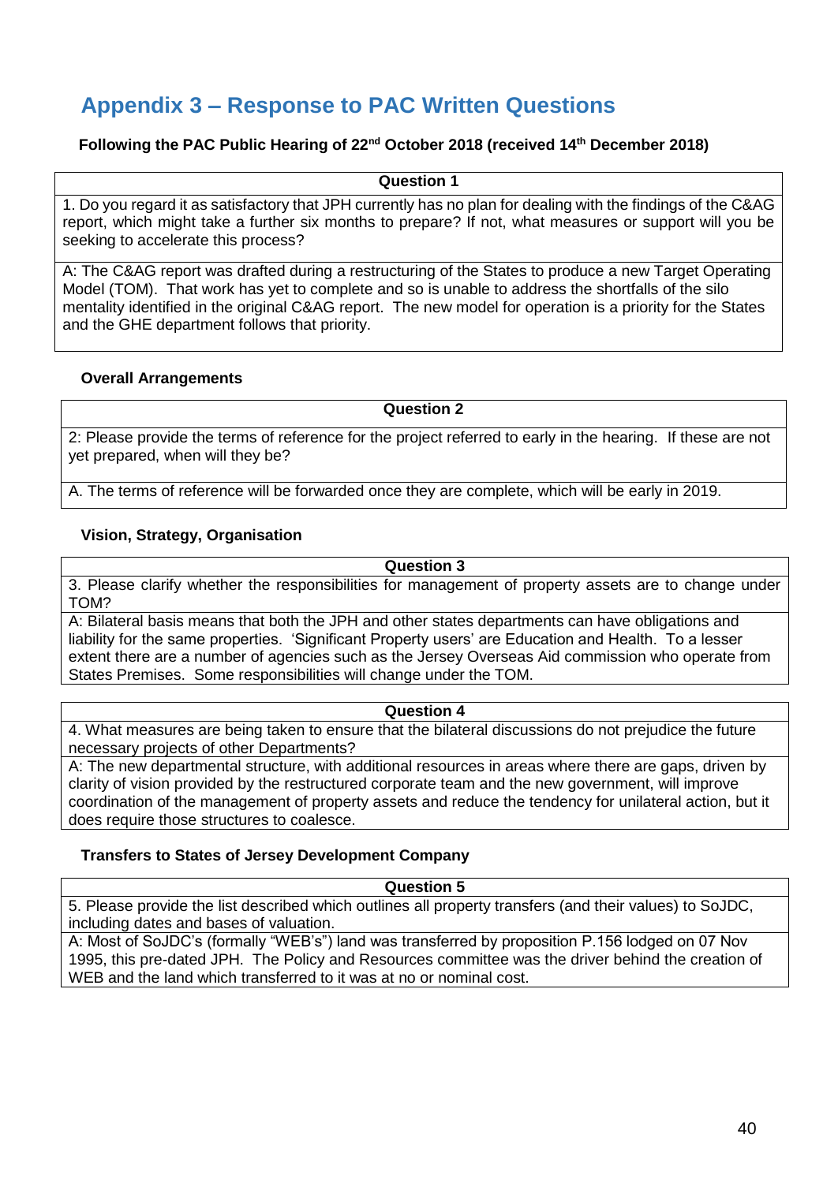# Appendix 3 – Response to PAC Written Questions

**Following the PAC Public Hearing of 22nd October 2018 (received 14th December 2018)**

| Question 1 |
|---|
| 1. Do you regard it as satisfactory that JPH currently has no plan for dealing with the findings of the C&AG report, which might take a further six months to prepare? If not, what measures or support will you be seeking to accelerate this process? |
| A: The C&AG report was drafted during a restructuring of the States to produce a new Target Operating Model (TOM). That work has yet to complete and so is unable to address the shortfalls of the silo mentality identified in the original C&AG report. The new model for operation is a priority for the States and the GHE department follows that priority. |

**Overall Arrangements**

| Question 2 |
|---|
| 2: Please provide the terms of reference for the project referred to early in the hearing. If these are not yet prepared, when will they be? |
| A. The terms of reference will be forwarded once they are complete, which will be early in 2019. |

**Vision, Strategy, Organisation**

| Question 3 |
|---|
| 3. Please clarify whether the responsibilities for management of property assets are to change under TOM? |
| A: Bilateral basis means that both the JPH and other states departments can have obligations and liability for the same properties. 'Significant Property users' are Education and Health. To a lesser extent there are a number of agencies such as the Jersey Overseas Aid commission who operate from States Premises. Some responsibilities will change under the TOM. |

| Question 4 |
|---|
| 4. What measures are being taken to ensure that the bilateral discussions do not prejudice the future necessary projects of other Departments? |
| A: The new departmental structure, with additional resources in areas where there are gaps, driven by clarity of vision provided by the restructured corporate team and the new government, will improve coordination of the management of property assets and reduce the tendency for unilateral action, but it does require those structures to coalesce. |

**Transfers to States of Jersey Development Company**

| Question 5 |
|---|
| 5. Please provide the list described which outlines all property transfers (and their values) to SoJDC, including dates and bases of valuation. |
| A: Most of SoJDC's (formally "WEB's") land was transferred by proposition P.156 lodged on 07 Nov 1995, this pre-dated JPH. The Policy and Resources committee was the driver behind the creation of WEB and the land which transferred to it was at no or nominal cost. |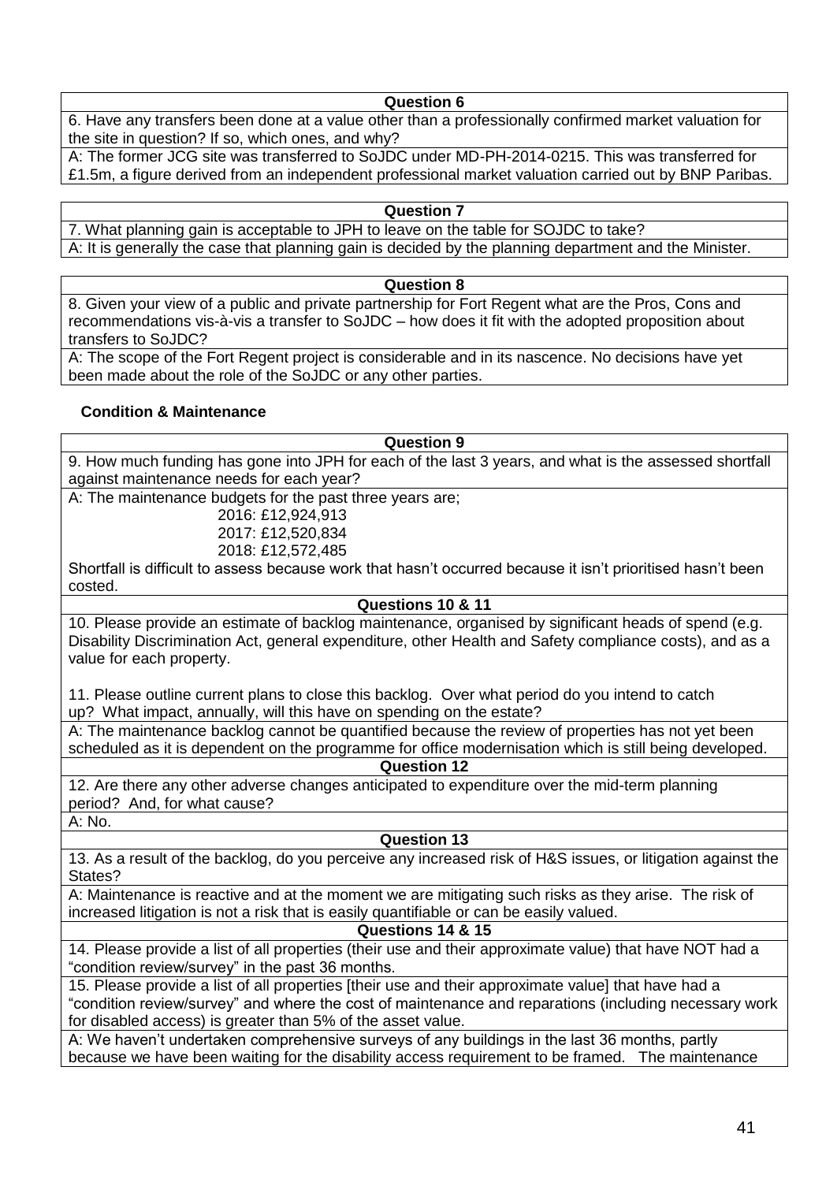**Question 6**

6. Have any transfers been done at a value other than a professionally confirmed market valuation for the site in question? If so, which ones, and why?

A: The former JCG site was transferred to SoJDC under MD-PH-2014-0215. This was transferred for £1.5m, a figure derived from an independent professional market valuation carried out by BNP Paribas.

**Question 7**

7. What planning gain is acceptable to JPH to leave on the table for SOJDC to take?

A: It is generally the case that planning gain is decided by the planning department and the Minister.

**Question 8**

8. Given your view of a public and private partnership for Fort Regent what are the Pros, Cons and recommendations vis-à-vis a transfer to SoJDC – how does it fit with the adopted proposition about transfers to SoJDC?

A: The scope of the Fort Regent project is considerable and in its nascence. No decisions have yet been made about the role of the SoJDC or any other parties.

**Condition & Maintenance**

**Question 9**

9. How much funding has gone into JPH for each of the last 3 years, and what is the assessed shortfall against maintenance needs for each year?

A: The maintenance budgets for the past three years are;

2016: £12,924,913
2017: £12,520,834
2018: £12,572,485

Shortfall is difficult to assess because work that hasn't occurred because it isn't prioritised hasn't been costed.

**Questions 10 & 11**

10. Please provide an estimate of backlog maintenance, organised by significant heads of spend (e.g. Disability Discrimination Act, general expenditure, other Health and Safety compliance costs), and as a value for each property.

11. Please outline current plans to close this backlog. Over what period do you intend to catch up? What impact, annually, will this have on spending on the estate?

A: The maintenance backlog cannot be quantified because the review of properties has not yet been scheduled as it is dependent on the programme for office modernisation which is still being developed.

**Question 12**

12. Are there any other adverse changes anticipated to expenditure over the mid-term planning period? And, for what cause?

A: No.

**Question 13**

13. As a result of the backlog, do you perceive any increased risk of H&S issues, or litigation against the States?

A: Maintenance is reactive and at the moment we are mitigating such risks as they arise. The risk of increased litigation is not a risk that is easily quantifiable or can be easily valued.

**Questions 14 & 15**

14. Please provide a list of all properties (their use and their approximate value) that have NOT had a "condition review/survey" in the past 36 months.

15. Please provide a list of all properties [their use and their approximate value] that have had a "condition review/survey" and where the cost of maintenance and reparations (including necessary work for disabled access) is greater than 5% of the asset value.

A: We haven't undertaken comprehensive surveys of any buildings in the last 36 months, partly because we have been waiting for the disability access requirement to be framed. The maintenance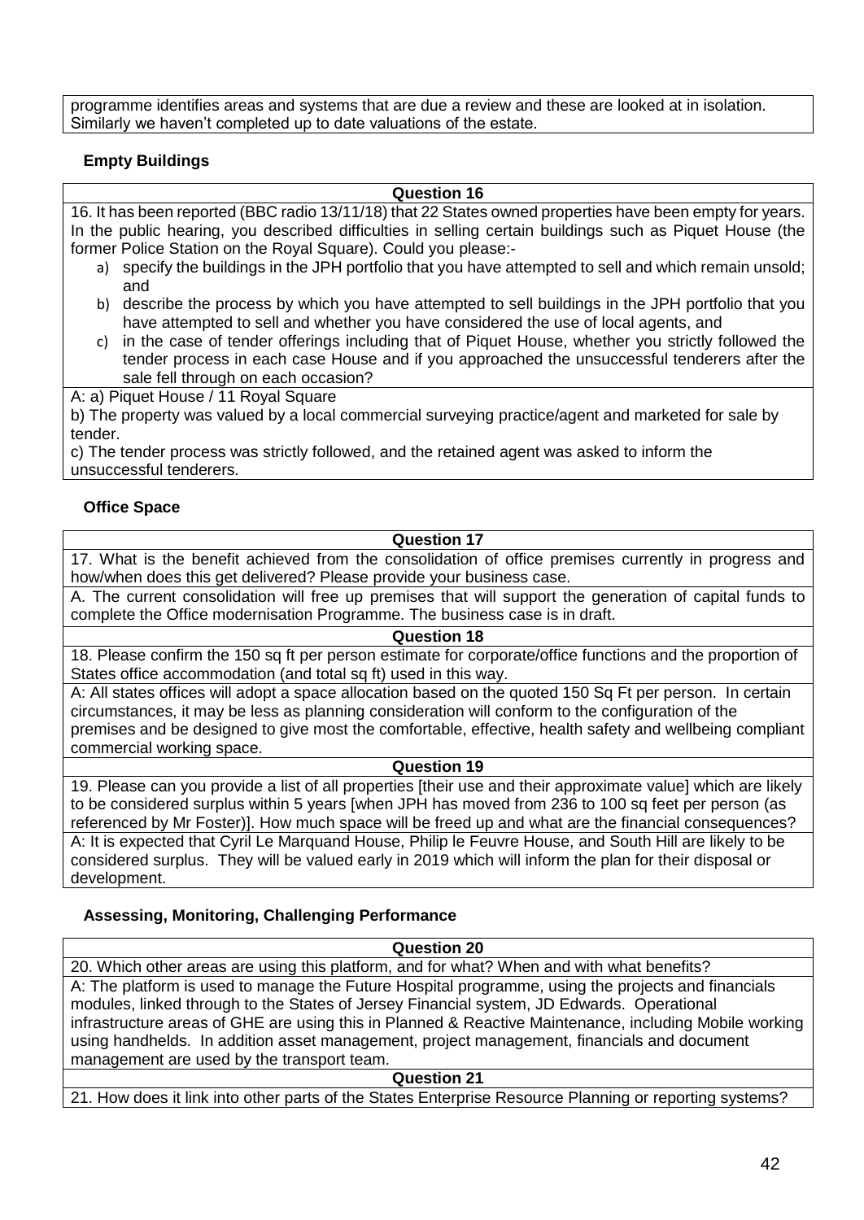programme identifies areas and systems that are due a review and these are looked at in isolation. Similarly we haven't completed up to date valuations of the estate.

### Empty Buildings

| Question 16 |
|---|
| 16. It has been reported (BBC radio 13/11/18) that 22 States owned properties have been empty for years. In the public hearing, you described difficulties in selling certain buildings such as Piquet House (the former Police Station on the Royal Square). Could you please:-<br>a) specify the buildings in the JPH portfolio that you have attempted to sell and which remain unsold; and<br>b) describe the process by which you have attempted to sell buildings in the JPH portfolio that you have attempted to sell and whether you have considered the use of local agents, and<br>c) in the case of tender offerings including that of Piquet House, whether you strictly followed the tender process in each case House and if you approached the unsuccessful tenderers after the sale fell through on each occasion? |
| A: a) Piquet House / 11 Royal Square<br>b) The property was valued by a local commercial surveying practice/agent and marketed for sale by tender.<br>c) The tender process was strictly followed, and the retained agent was asked to inform the unsuccessful tenderers. |

### Office Space

| Question 17 |
|---|
| 17. What is the benefit achieved from the consolidation of office premises currently in progress and how/when does this get delivered? Please provide your business case. |
| A. The current consolidation will free up premises that will support the generation of capital funds to complete the Office modernisation Programme. The business case is in draft. |
| **Question 18** |
| 18. Please confirm the 150 sq ft per person estimate for corporate/office functions and the proportion of States office accommodation (and total sq ft) used in this way. |
| A: All states offices will adopt a space allocation based on the quoted 150 Sq Ft per person. In certain circumstances, it may be less as planning consideration will conform to the configuration of the premises and be designed to give most the comfortable, effective, health safety and wellbeing compliant commercial working space. |
| **Question 19** |
| 19. Please can you provide a list of all properties [their use and their approximate value] which are likely to be considered surplus within 5 years [when JPH has moved from 236 to 100 sq feet per person (as referenced by Mr Foster)]. How much space will be freed up and what are the financial consequences? |
| A: It is expected that Cyril Le Marquand House, Philip le Feuvre House, and South Hill are likely to be considered surplus. They will be valued early in 2019 which will inform the plan for their disposal or development. |

### Assessing, Monitoring, Challenging Performance

| Question 20 |
|---|
| 20. Which other areas are using this platform, and for what? When and with what benefits? |
| A: The platform is used to manage the Future Hospital programme, using the projects and financials modules, linked through to the States of Jersey Financial system, JD Edwards. Operational infrastructure areas of GHE are using this in Planned & Reactive Maintenance, including Mobile working using handhelds. In addition asset management, project management, financials and document management are used by the transport team. |
| **Question 21** |
| 21. How does it link into other parts of the States Enterprise Resource Planning or reporting systems? |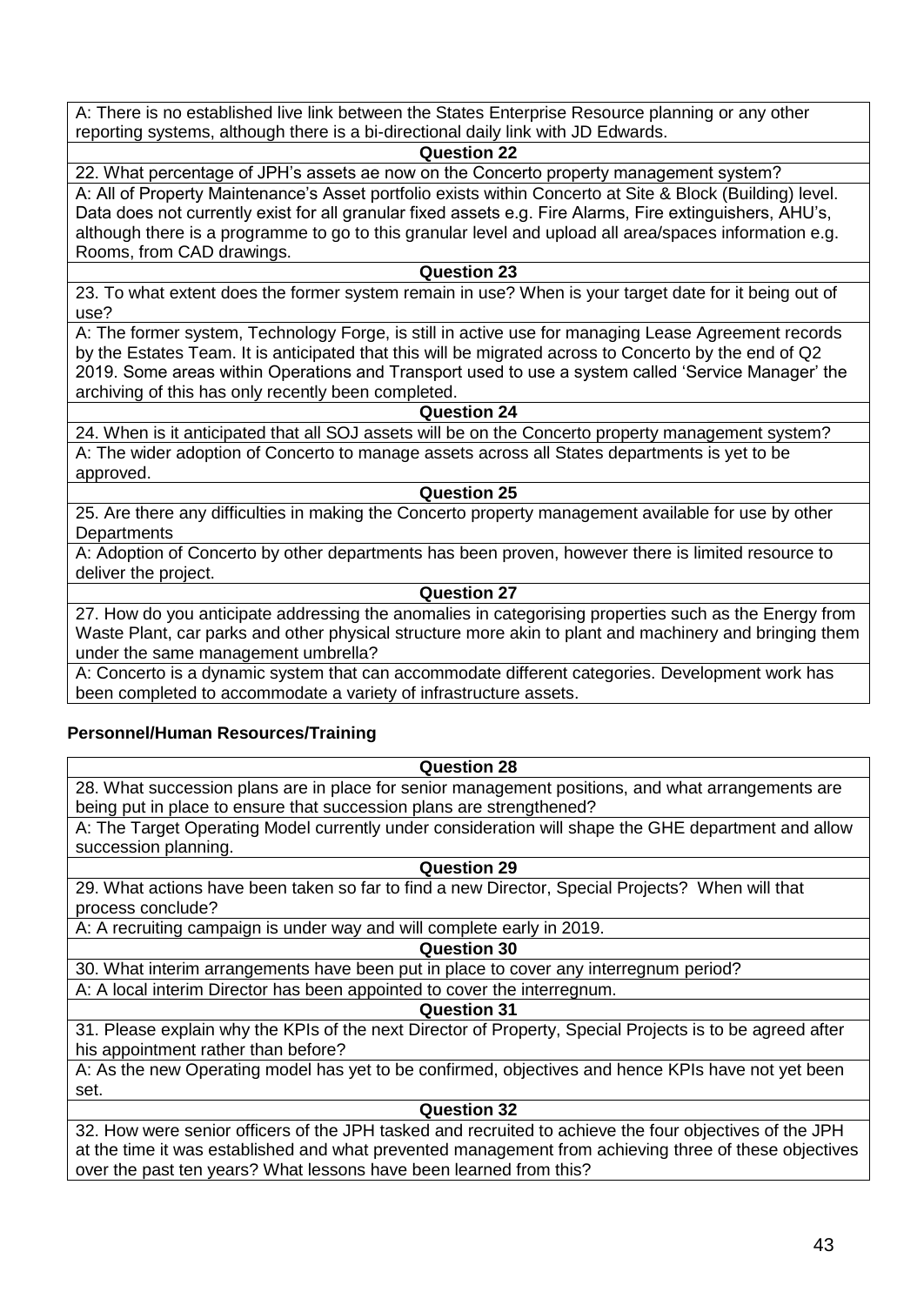| |
|---|
| A: There is no established live link between the States Enterprise Resource planning or any other reporting systems, although there is a bi-directional daily link with JD Edwards. |
| **Question 22** |
| 22. What percentage of JPH's assets ae now on the Concerto property management system? |
| A: All of Property Maintenance's Asset portfolio exists within Concerto at Site & Block (Building) level. Data does not currently exist for all granular fixed assets e.g. Fire Alarms, Fire extinguishers, AHU's, although there is a programme to go to this granular level and upload all area/spaces information e.g. Rooms, from CAD drawings. |
| **Question 23** |
| 23. To what extent does the former system remain in use? When is your target date for it being out of use? |
| A: The former system, Technology Forge, is still in active use for managing Lease Agreement records by the Estates Team. It is anticipated that this will be migrated across to Concerto by the end of Q2 2019. Some areas within Operations and Transport used to use a system called 'Service Manager' the archiving of this has only recently been completed. |
| **Question 24** |
| 24. When is it anticipated that all SOJ assets will be on the Concerto property management system? |
| A: The wider adoption of Concerto to manage assets across all States departments is yet to be approved. |
| **Question 25** |
| 25. Are there any difficulties in making the Concerto property management available for use by other Departments |
| A: Adoption of Concerto by other departments has been proven, however there is limited resource to deliver the project. |
| **Question 27** |
| 27. How do you anticipate addressing the anomalies in categorising properties such as the Energy from Waste Plant, car parks and other physical structure more akin to plant and machinery and bringing them under the same management umbrella? |
| A: Concerto is a dynamic system that can accommodate different categories. Development work has been completed to accommodate a variety of infrastructure assets. |

**Personnel/Human Resources/Training**

| |
|---|
| **Question 28** |
| 28. What succession plans are in place for senior management positions, and what arrangements are being put in place to ensure that succession plans are strengthened? |
| A: The Target Operating Model currently under consideration will shape the GHE department and allow succession planning. |
| **Question 29** |
| 29. What actions have been taken so far to find a new Director, Special Projects? When will that process conclude? |
| A: A recruiting campaign is under way and will complete early in 2019. |
| **Question 30** |
| 30. What interim arrangements have been put in place to cover any interregnum period? |
| A: A local interim Director has been appointed to cover the interregnum. |
| **Question 31** |
| 31. Please explain why the KPIs of the next Director of Property, Special Projects is to be agreed after his appointment rather than before? |
| A: As the new Operating model has yet to be confirmed, objectives and hence KPIs have not yet been set. |
| **Question 32** |
| 32. How were senior officers of the JPH tasked and recruited to achieve the four objectives of the JPH at the time it was established and what prevented management from achieving three of these objectives over the past ten years? What lessons have been learned from this? |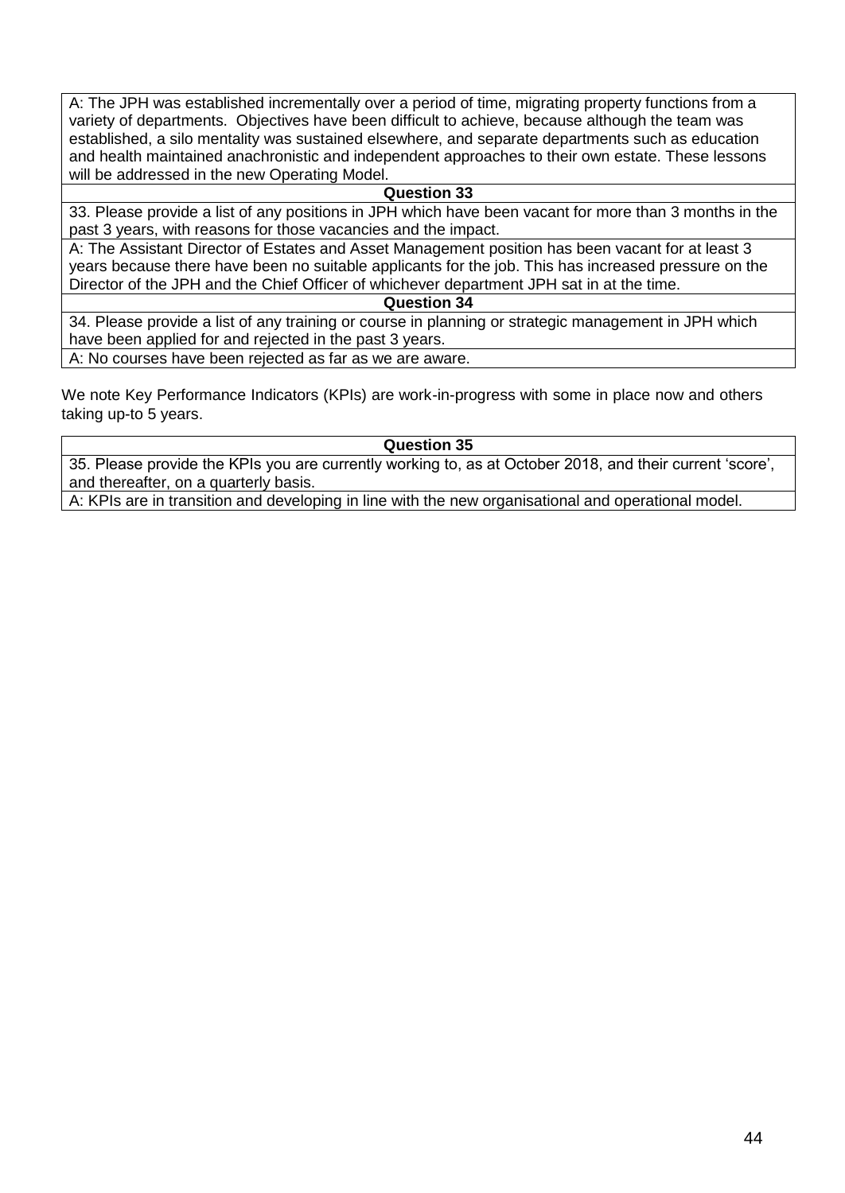A: The JPH was established incrementally over a period of time, migrating property functions from a variety of departments. Objectives have been difficult to achieve, because although the team was established, a silo mentality was sustained elsewhere, and separate departments such as education and health maintained anachronistic and independent approaches to their own estate. These lessons will be addressed in the new Operating Model.

**Question 33**

33. Please provide a list of any positions in JPH which have been vacant for more than 3 months in the past 3 years, with reasons for those vacancies and the impact.

A: The Assistant Director of Estates and Asset Management position has been vacant for at least 3 years because there have been no suitable applicants for the job. This has increased pressure on the Director of the JPH and the Chief Officer of whichever department JPH sat in at the time.

**Question 34**

34. Please provide a list of any training or course in planning or strategic management in JPH which have been applied for and rejected in the past 3 years.

A: No courses have been rejected as far as we are aware.

We note Key Performance Indicators (KPIs) are work-in-progress with some in place now and others taking up-to 5 years.

**Question 35**

35. Please provide the KPIs you are currently working to, as at October 2018, and their current 'score', and thereafter, on a quarterly basis.

A: KPIs are in transition and developing in line with the new organisational and operational model.